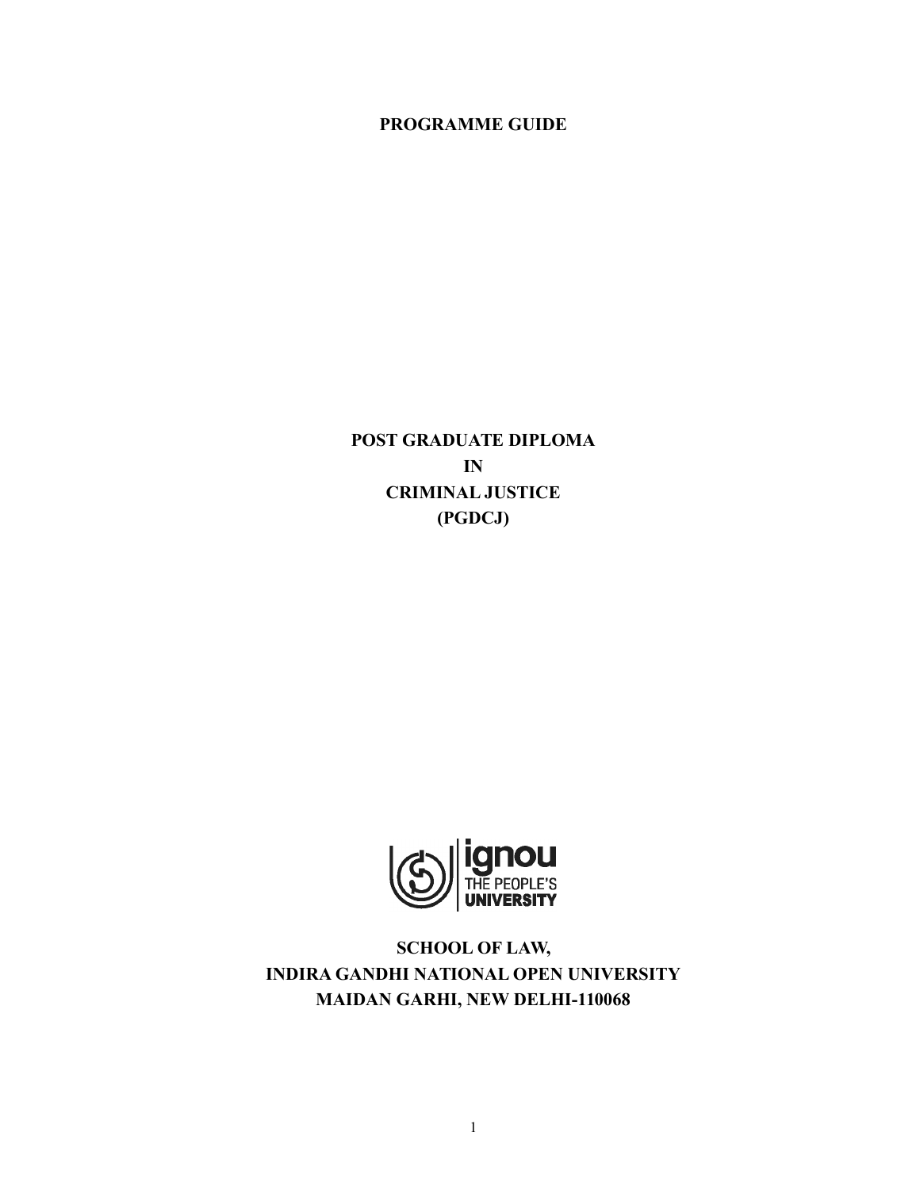**PROGRAMME GUIDE**

# POST GRADUATE DIPLOMA IN CRIMINAL JUSTICE (PGDCJ)

ignou THE PEOPLE'S UNIVERSITY

**SCHOOL OF LAW,**
**INDIRA GANDHI NATIONAL OPEN UNIVERSITY**
**MAIDAN GARHI, NEW DELHI-110068**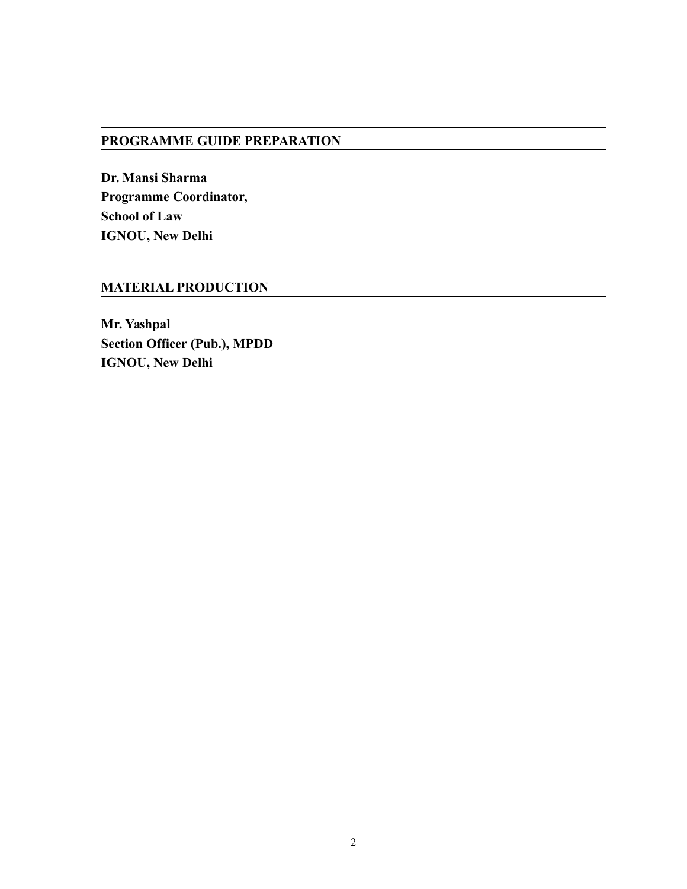## PROGRAMME GUIDE PREPARATION

**Dr. Mansi Sharma**
**Programme Coordinator,**
**School of Law**
**IGNOU, New Delhi**

## MATERIAL PRODUCTION

**Mr. Yashpal**
**Section Officer (Pub.), MPDD**
**IGNOU, New Delhi**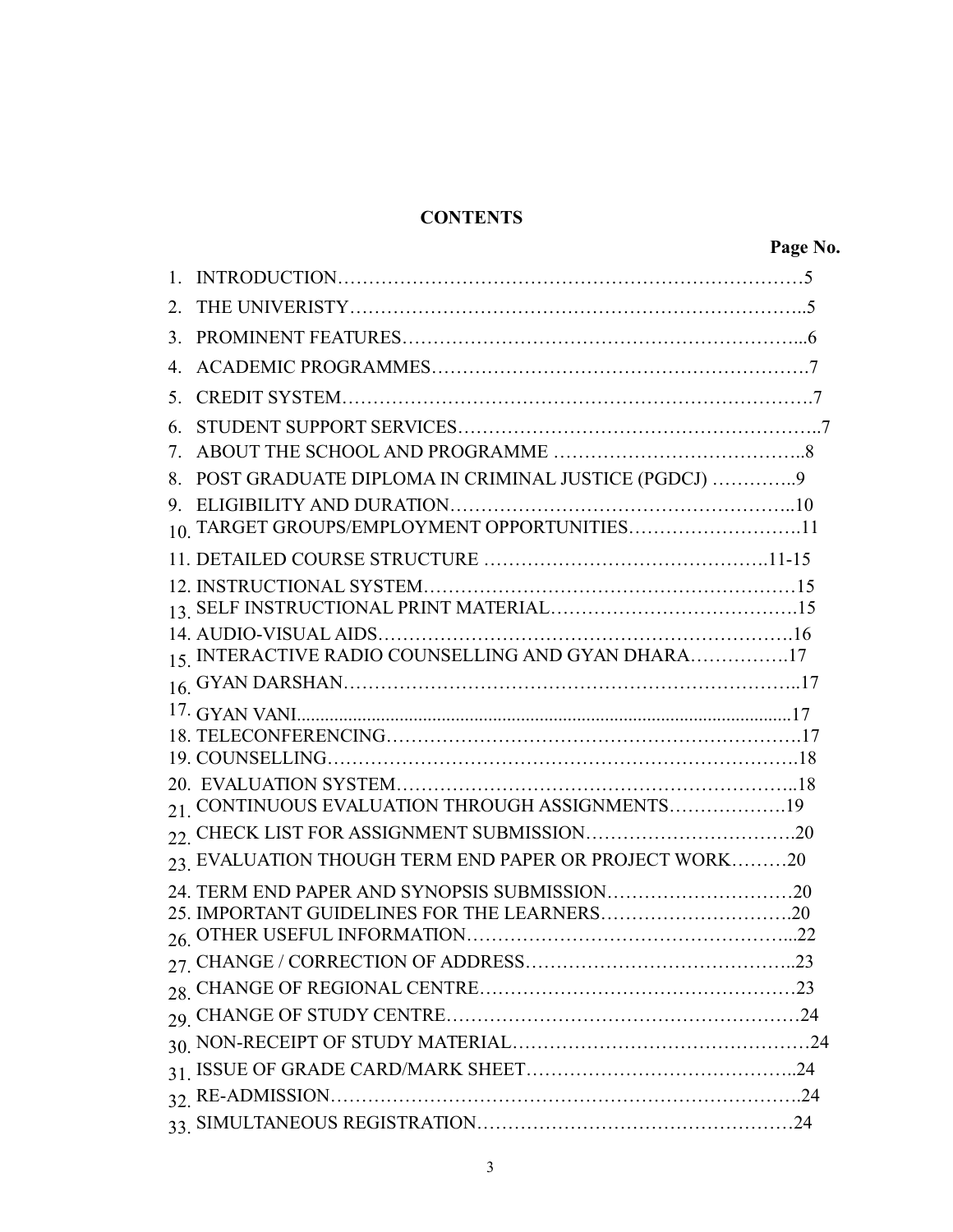# CONTENTS

| | | Page No. |
|---|---|---|
| 1. | INTRODUCTION | 5 |
| 2. | THE UNIVERISTY | 5 |
| 3. | PROMINENT FEATURES | 6 |
| 4. | ACADEMIC PROGRAMMES | 7 |
| 5. | CREDIT SYSTEM | 7 |
| 6. | STUDENT SUPPORT SERVICES | 7 |
| 7. | ABOUT THE SCHOOL AND PROGRAMME | 8 |
| 8. | POST GRADUATE DIPLOMA IN CRIMINAL JUSTICE (PGDCJ) | 9 |
| 9. | ELIGIBILITY AND DURATION | 10 |
| 10. | TARGET GROUPS/EMPLOYMENT OPPORTUNITIES | 11 |
| 11. | DETAILED COURSE STRUCTURE | 11-15 |
| 12. | INSTRUCTIONAL SYSTEM | 15 |
| 13. | SELF INSTRUCTIONAL PRINT MATERIAL | 15 |
| 14. | AUDIO-VISUAL AIDS | 16 |
| 15. | INTERACTIVE RADIO COUNSELLING AND GYAN DHARA | 17 |
| 16. | GYAN DARSHAN | 17 |
| 17. | GYAN VANI | 17 |
| 18. | TELECONFERENCING | 17 |
| 19. | COUNSELLING | 18 |
| 20. | EVALUATION SYSTEM | 18 |
| 21. | CONTINUOUS EVALUATION THROUGH ASSIGNMENTS | 19 |
| 22. | CHECK LIST FOR ASSIGNMENT SUBMISSION | 20 |
| 23. | EVALUATION THOUGH TERM END PAPER OR PROJECT WORK | 20 |
| 24. | TERM END PAPER AND SYNOPSIS SUBMISSION | 20 |
| 25. | IMPORTANT GUIDELINES FOR THE LEARNERS | 20 |
| 26. | OTHER USEFUL INFORMATION | 22 |
| 27. | CHANGE / CORRECTION OF ADDRESS | 23 |
| 28. | CHANGE OF REGIONAL CENTRE | 23 |
| 29. | CHANGE OF STUDY CENTRE | 24 |
| 30. | NON-RECEIPT OF STUDY MATERIAL | 24 |
| 31. | ISSUE OF GRADE CARD/MARK SHEET | 24 |
| 32. | RE-ADMISSION | 24 |
| 33. | SIMULTANEOUS REGISTRATION | 24 |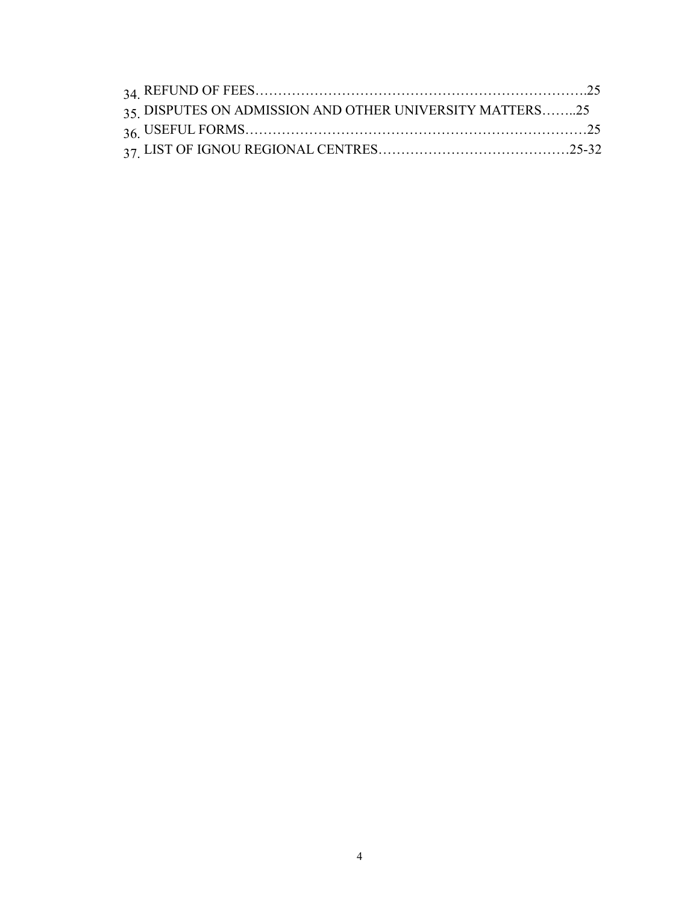34. REFUND OF FEES……………………………………………………………….25
35. DISPUTES ON ADMISSION AND OTHER UNIVERSITY MATTERS……..25
36. USEFUL FORMS…………………………………………………………………25
37. LIST OF IGNOU REGIONAL CENTRES……………………………………25-32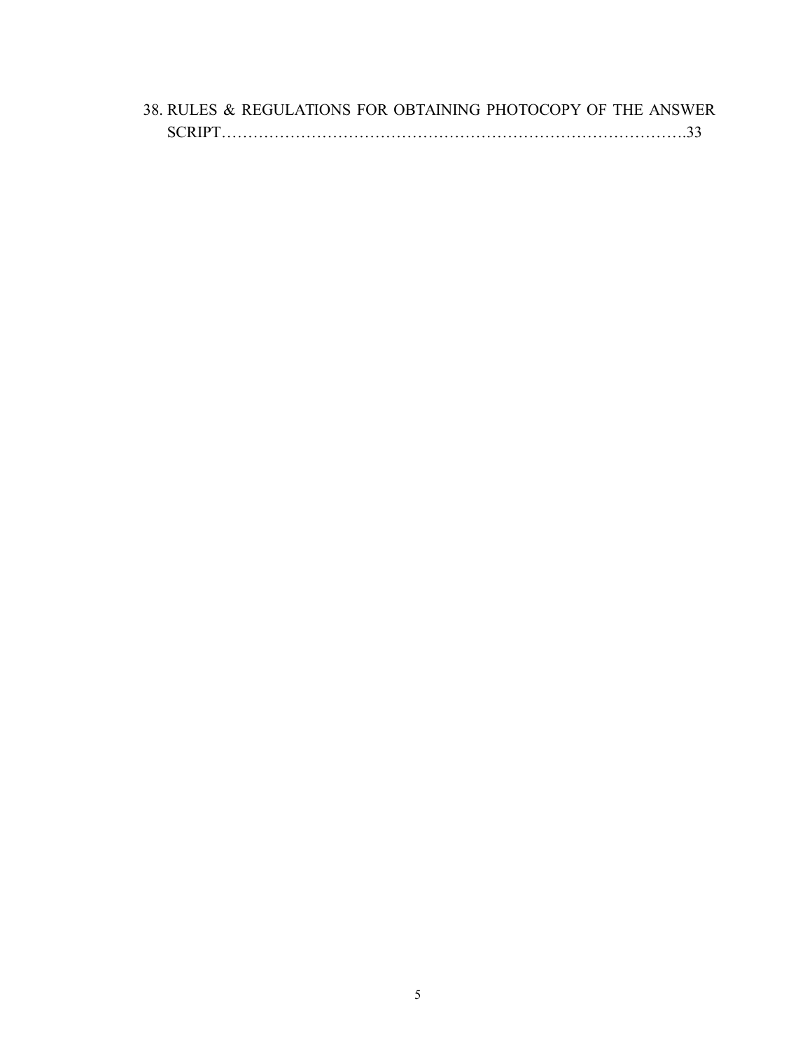38. RULES & REGULATIONS FOR OBTAINING PHOTOCOPY OF THE ANSWER SCRIPT……………………………………………………………………………….33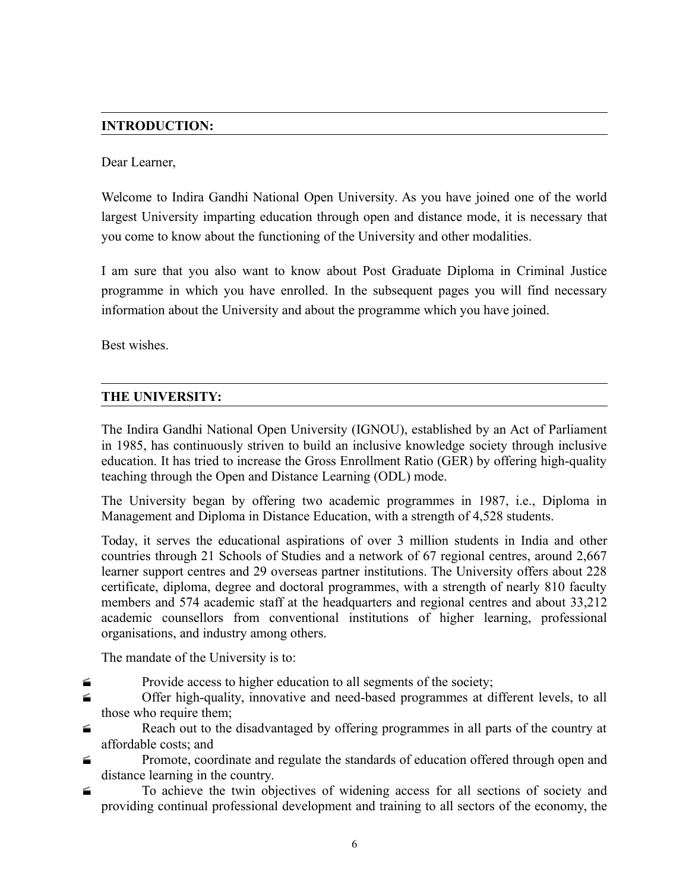## INTRODUCTION:

Dear Learner,

Welcome to Indira Gandhi National Open University. As you have joined one of the world largest University imparting education through open and distance mode, it is necessary that you come to know about the functioning of the University and other modalities.

I am sure that you also want to know about Post Graduate Diploma in Criminal Justice programme in which you have enrolled. In the subsequent pages you will find necessary information about the University and about the programme which you have joined.

Best wishes.

## THE UNIVERSITY:

The Indira Gandhi National Open University (IGNOU), established by an Act of Parliament in 1985, has continuously striven to build an inclusive knowledge society through inclusive education. It has tried to increase the Gross Enrollment Ratio (GER) by offering high-quality teaching through the Open and Distance Learning (ODL) mode.

The University began by offering two academic programmes in 1987, i.e., Diploma in Management and Diploma in Distance Education, with a strength of 4,528 students.

Today, it serves the educational aspirations of over 3 million students in India and other countries through 21 Schools of Studies and a network of 67 regional centres, around 2,667 learner support centres and 29 overseas partner institutions. The University offers about 228 certificate, diploma, degree and doctoral programmes, with a strength of nearly 810 faculty members and 574 academic staff at the headquarters and regional centres and about 33,212 academic counsellors from conventional institutions of higher learning, professional organisations, and industry among others.

The mandate of the University is to:

- Provide access to higher education to all segments of the society;
- Offer high-quality, innovative and need-based programmes at different levels, to all those who require them;
- Reach out to the disadvantaged by offering programmes in all parts of the country at affordable costs; and
- Promote, coordinate and regulate the standards of education offered through open and distance learning in the country.
- To achieve the twin objectives of widening access for all sections of society and providing continual professional development and training to all sectors of the economy, the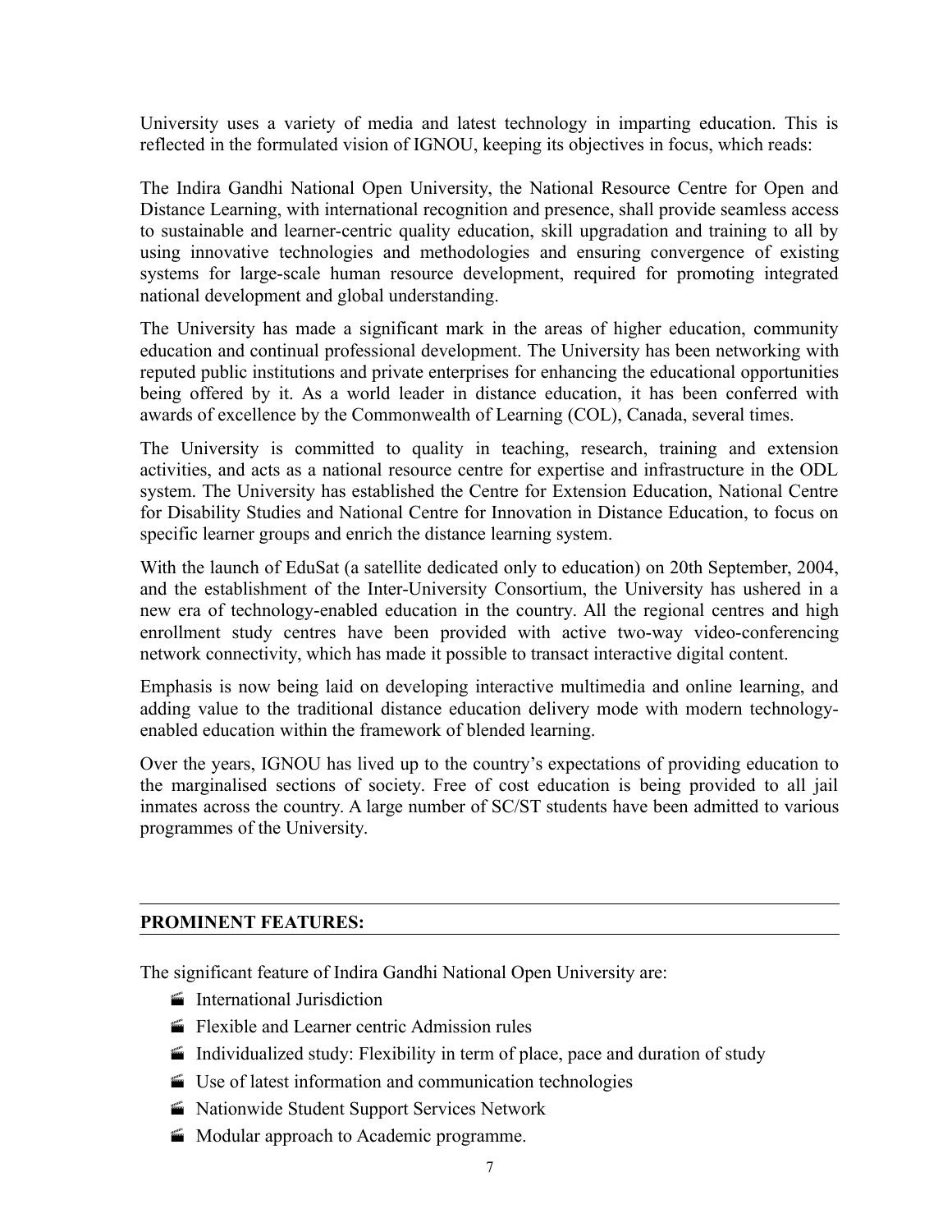University uses a variety of media and latest technology in imparting education. This is reflected in the formulated vision of IGNOU, keeping its objectives in focus, which reads:

The Indira Gandhi National Open University, the National Resource Centre for Open and Distance Learning, with international recognition and presence, shall provide seamless access to sustainable and learner-centric quality education, skill upgradation and training to all by using innovative technologies and methodologies and ensuring convergence of existing systems for large-scale human resource development, required for promoting integrated national development and global understanding.

The University has made a significant mark in the areas of higher education, community education and continual professional development. The University has been networking with reputed public institutions and private enterprises for enhancing the educational opportunities being offered by it. As a world leader in distance education, it has been conferred with awards of excellence by the Commonwealth of Learning (COL), Canada, several times.

The University is committed to quality in teaching, research, training and extension activities, and acts as a national resource centre for expertise and infrastructure in the ODL system. The University has established the Centre for Extension Education, National Centre for Disability Studies and National Centre for Innovation in Distance Education, to focus on specific learner groups and enrich the distance learning system.

With the launch of EduSat (a satellite dedicated only to education) on 20th September, 2004, and the establishment of the Inter-University Consortium, the University has ushered in a new era of technology-enabled education in the country. All the regional centres and high enrollment study centres have been provided with active two-way video-conferencing network connectivity, which has made it possible to transact interactive digital content.

Emphasis is now being laid on developing interactive multimedia and online learning, and adding value to the traditional distance education delivery mode with modern technology-enabled education within the framework of blended learning.

Over the years, IGNOU has lived up to the country's expectations of providing education to the marginalised sections of society. Free of cost education is being provided to all jail inmates across the country. A large number of SC/ST students have been admitted to various programmes of the University.

## PROMINENT FEATURES:

The significant feature of Indira Gandhi National Open University are:

- International Jurisdiction
- Flexible and Learner centric Admission rules
- Individualized study: Flexibility in term of place, pace and duration of study
- Use of latest information and communication technologies
- Nationwide Student Support Services Network
- Modular approach to Academic programme.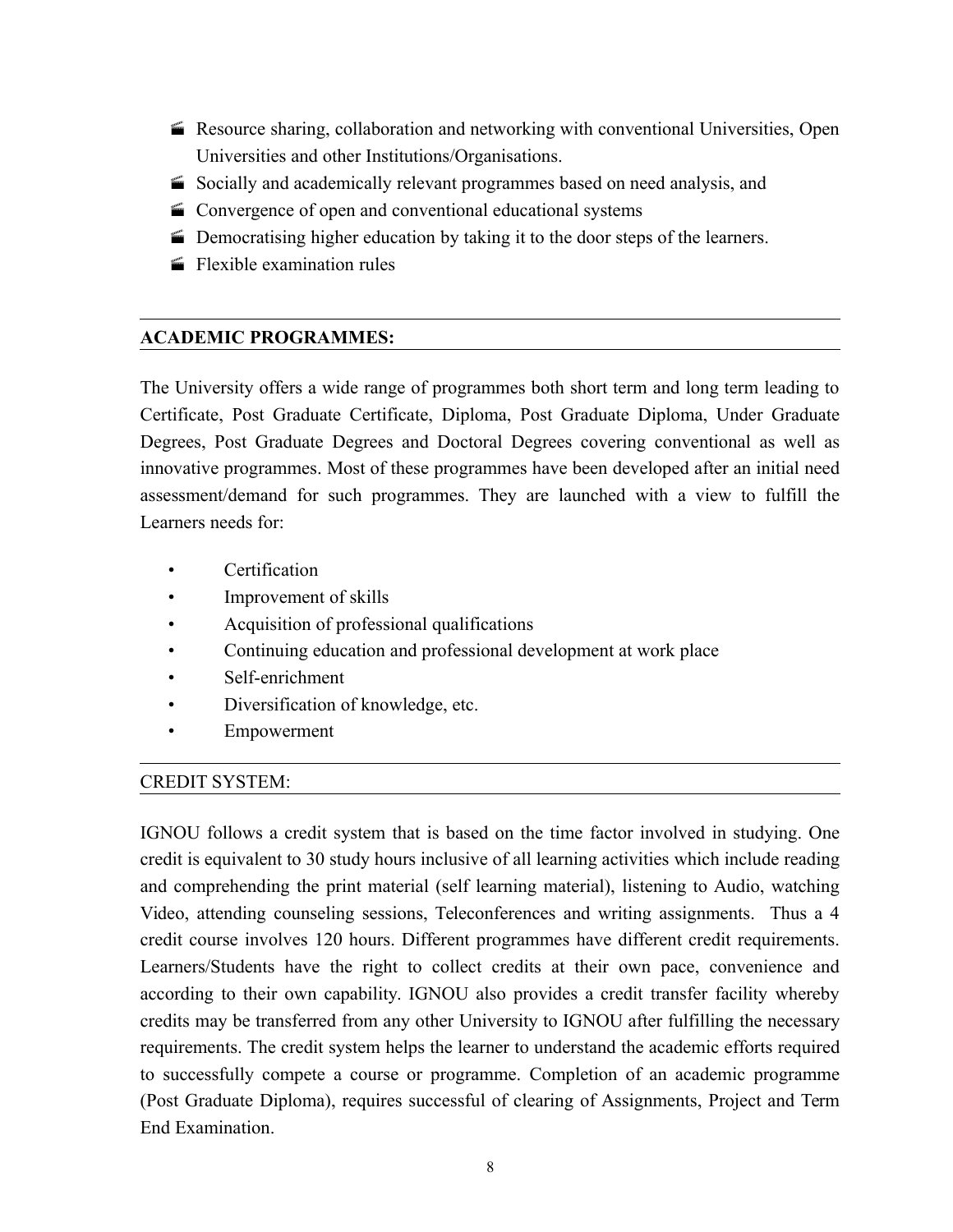- Resource sharing, collaboration and networking with conventional Universities, Open Universities and other Institutions/Organisations.
- Socially and academically relevant programmes based on need analysis, and
- Convergence of open and conventional educational systems
- Democratising higher education by taking it to the door steps of the learners.
- Flexible examination rules

## ACADEMIC PROGRAMMES:

The University offers a wide range of programmes both short term and long term leading to Certificate, Post Graduate Certificate, Diploma, Post Graduate Diploma, Under Graduate Degrees, Post Graduate Degrees and Doctoral Degrees covering conventional as well as innovative programmes. Most of these programmes have been developed after an initial need assessment/demand for such programmes. They are launched with a view to fulfill the Learners needs for:

- Certification
- Improvement of skills
- Acquisition of professional qualifications
- Continuing education and professional development at work place
- Self-enrichment
- Diversification of knowledge, etc.
- Empowerment

## CREDIT SYSTEM:

IGNOU follows a credit system that is based on the time factor involved in studying. One credit is equivalent to 30 study hours inclusive of all learning activities which include reading and comprehending the print material (self learning material), listening to Audio, watching Video, attending counseling sessions, Teleconferences and writing assignments. Thus a 4 credit course involves 120 hours. Different programmes have different credit requirements. Learners/Students have the right to collect credits at their own pace, convenience and according to their own capability. IGNOU also provides a credit transfer facility whereby credits may be transferred from any other University to IGNOU after fulfilling the necessary requirements. The credit system helps the learner to understand the academic efforts required to successfully compete a course or programme. Completion of an academic programme (Post Graduate Diploma), requires successful of clearing of Assignments, Project and Term End Examination.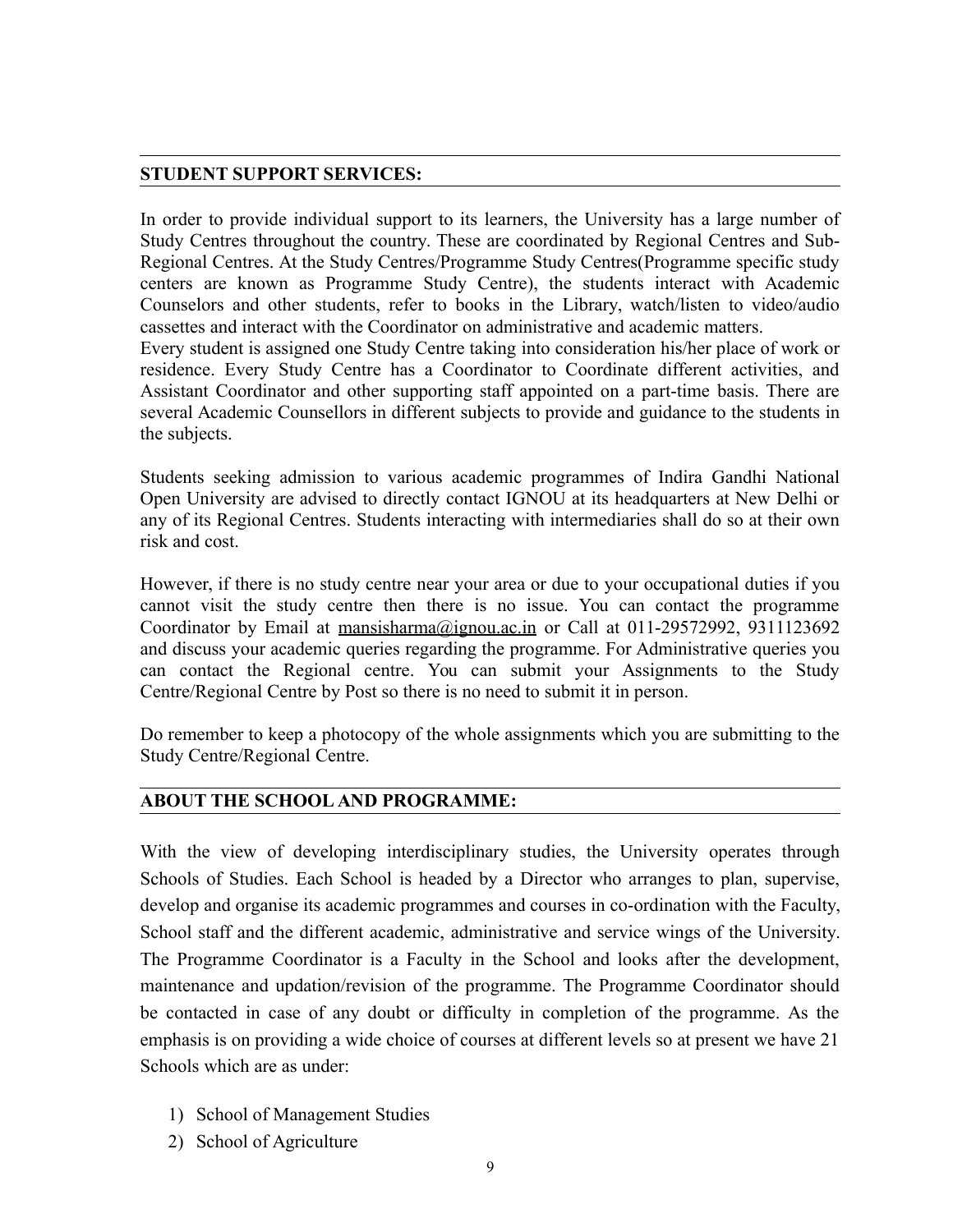## STUDENT SUPPORT SERVICES:

In order to provide individual support to its learners, the University has a large number of Study Centres throughout the country. These are coordinated by Regional Centres and Sub-Regional Centres. At the Study Centres/Programme Study Centres(Programme specific study centers are known as Programme Study Centre), the students interact with Academic Counselors and other students, refer to books in the Library, watch/listen to video/audio cassettes and interact with the Coordinator on administrative and academic matters.
Every student is assigned one Study Centre taking into consideration his/her place of work or residence. Every Study Centre has a Coordinator to Coordinate different activities, and Assistant Coordinator and other supporting staff appointed on a part-time basis. There are several Academic Counsellors in different subjects to provide and guidance to the students in the subjects.

Students seeking admission to various academic programmes of Indira Gandhi National Open University are advised to directly contact IGNOU at its headquarters at New Delhi or any of its Regional Centres. Students interacting with intermediaries shall do so at their own risk and cost.

However, if there is no study centre near your area or due to your occupational duties if you cannot visit the study centre then there is no issue. You can contact the programme Coordinator by Email at mansisharma@ignou.ac.in or Call at 011-29572992, 9311123692 and discuss your academic queries regarding the programme. For Administrative queries you can contact the Regional centre. You can submit your Assignments to the Study Centre/Regional Centre by Post so there is no need to submit it in person.

Do remember to keep a photocopy of the whole assignments which you are submitting to the Study Centre/Regional Centre.

## ABOUT THE SCHOOL AND PROGRAMME:

With the view of developing interdisciplinary studies, the University operates through Schools of Studies. Each School is headed by a Director who arranges to plan, supervise, develop and organise its academic programmes and courses in co-ordination with the Faculty, School staff and the different academic, administrative and service wings of the University. The Programme Coordinator is a Faculty in the School and looks after the development, maintenance and updation/revision of the programme. The Programme Coordinator should be contacted in case of any doubt or difficulty in completion of the programme. As the emphasis is on providing a wide choice of courses at different levels so at present we have 21 Schools which are as under:

1) School of Management Studies
2) School of Agriculture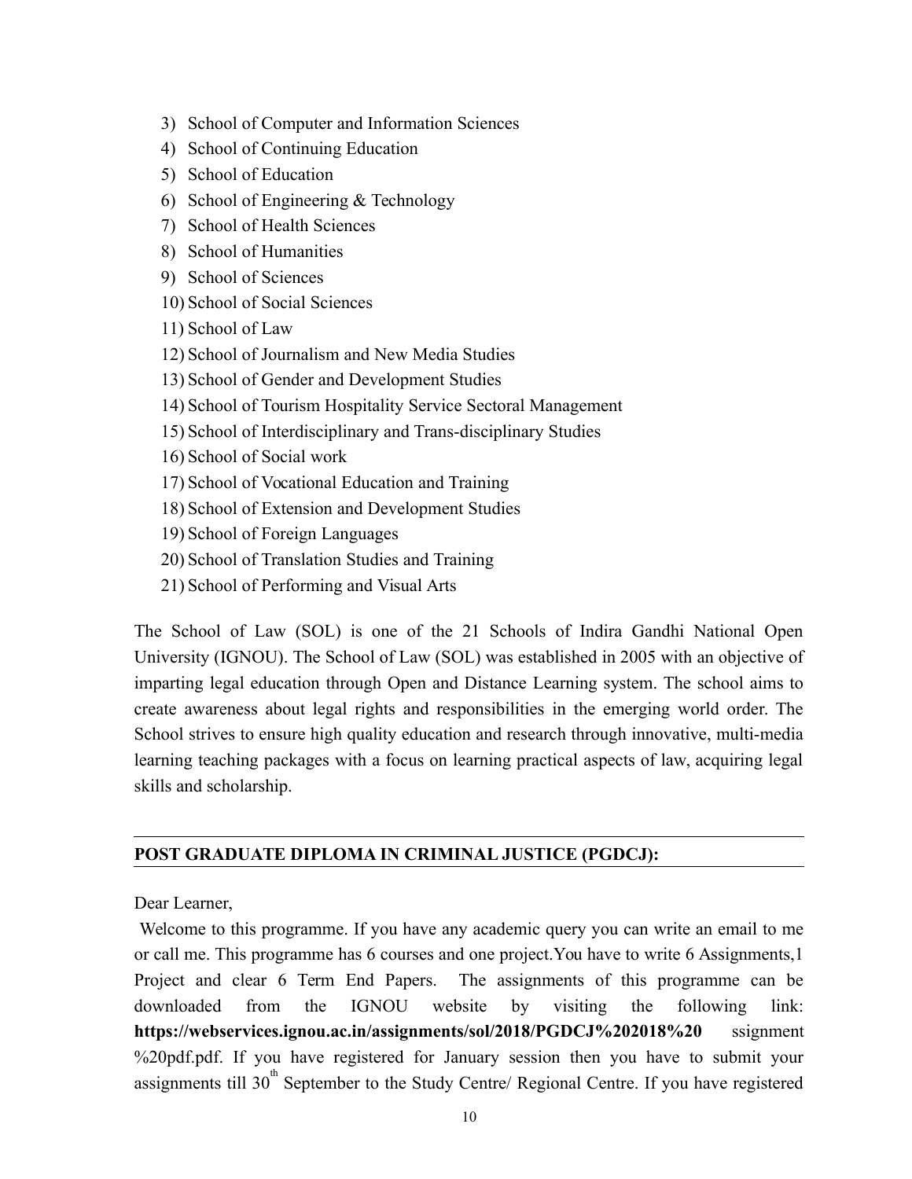3) School of Computer and Information Sciences
4) School of Continuing Education
5) School of Education
6) School of Engineering & Technology
7) School of Health Sciences
8) School of Humanities
9) School of Sciences
10) School of Social Sciences
11) School of Law
12) School of Journalism and New Media Studies
13) School of Gender and Development Studies
14) School of Tourism Hospitality Service Sectoral Management
15) School of Interdisciplinary and Trans-disciplinary Studies
16) School of Social work
17) School of Vocational Education and Training
18) School of Extension and Development Studies
19) School of Foreign Languages
20) School of Translation Studies and Training
21) School of Performing and Visual Arts

The School of Law (SOL) is one of the 21 Schools of Indira Gandhi National Open University (IGNOU). The School of Law (SOL) was established in 2005 with an objective of imparting legal education through Open and Distance Learning system. The school aims to create awareness about legal rights and responsibilities in the emerging world order. The School strives to ensure high quality education and research through innovative, multi-media learning teaching packages with a focus on learning practical aspects of law, acquiring legal skills and scholarship.

## POST GRADUATE DIPLOMA IN CRIMINAL JUSTICE (PGDCJ):

Dear Learner,

Welcome to this programme. If you have any academic query you can write an email to me or call me. This programme has 6 courses and one project.You have to write 6 Assignments,1 Project and clear 6 Term End Papers. The assignments of this programme can be downloaded from the IGNOU website by visiting the following link: **https://webservices.ignou.ac.in/assignments/sol/2018/PGDCJ%202018%20** ssignment %20pdf.pdf. If you have registered for January session then you have to submit your assignments till 30th September to the Study Centre/ Regional Centre. If you have registered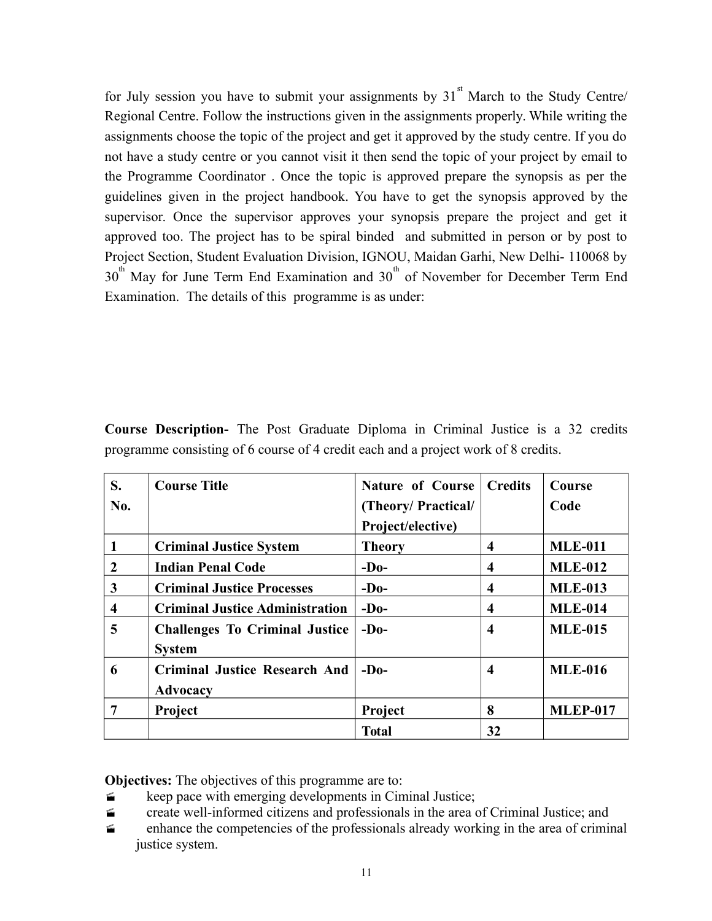for July session you have to submit your assignments by 31st March to the Study Centre/ Regional Centre. Follow the instructions given in the assignments properly. While writing the assignments choose the topic of the project and get it approved by the study centre. If you do not have a study centre or you cannot visit it then send the topic of your project by email to the Programme Coordinator . Once the topic is approved prepare the synopsis as per the guidelines given in the project handbook. You have to get the synopsis approved by the supervisor. Once the supervisor approves your synopsis prepare the project and get it approved too. The project has to be spiral binded and submitted in person or by post to Project Section, Student Evaluation Division, IGNOU, Maidan Garhi, New Delhi- 110068 by 30th May for June Term End Examination and 30th of November for December Term End Examination. The details of this programme is as under:

**Course Description-** The Post Graduate Diploma in Criminal Justice is a 32 credits programme consisting of 6 course of 4 credit each and a project work of 8 credits.

| S. No. | Course Title | Nature of Course (Theory/ Practical/ Project/elective) | Credits | Course Code |
|---|---|---|---|---|
| **1** | **Criminal Justice System** | **Theory** | **4** | **MLE-011** |
| **2** | **Indian Penal Code** | **-Do-** | **4** | **MLE-012** |
| **3** | **Criminal Justice Processes** | **-Do-** | **4** | **MLE-013** |
| **4** | **Criminal Justice Administration** | **-Do-** | **4** | **MLE-014** |
| **5** | **Challenges To Criminal Justice System** | **-Do-** | **4** | **MLE-015** |
| **6** | **Criminal Justice Research And Advocacy** | **-Do-** | **4** | **MLE-016** |
| **7** | **Project** | **Project** | **8** | **MLEP-017** |
| | | **Total** | **32** | |

**Objectives:** The objectives of this programme are to:

- keep pace with emerging developments in Ciminal Justice;
- create well-informed citizens and professionals in the area of Criminal Justice; and
- enhance the competencies of the professionals already working in the area of criminal justice system.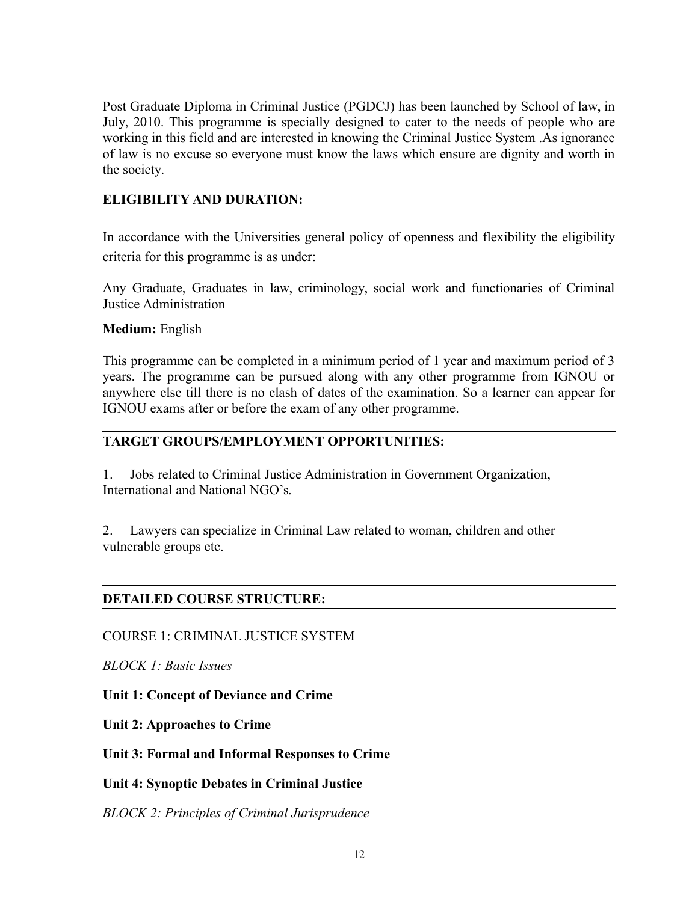Post Graduate Diploma in Criminal Justice (PGDCJ) has been launched by School of law, in July, 2010. This programme is specially designed to cater to the needs of people who are working in this field and are interested in knowing the Criminal Justice System .As ignorance of law is no excuse so everyone must know the laws which ensure are dignity and worth in the society.

## ELIGIBILITY AND DURATION:

In accordance with the Universities general policy of openness and flexibility the eligibility criteria for this programme is as under:

Any Graduate, Graduates in law, criminology, social work and functionaries of Criminal Justice Administration

**Medium:** English

This programme can be completed in a minimum period of 1 year and maximum period of 3 years. The programme can be pursued along with any other programme from IGNOU or anywhere else till there is no clash of dates of the examination. So a learner can appear for IGNOU exams after or before the exam of any other programme.

## TARGET GROUPS/EMPLOYMENT OPPORTUNITIES:

1. Jobs related to Criminal Justice Administration in Government Organization, International and National NGO's.

2. Lawyers can specialize in Criminal Law related to woman, children and other vulnerable groups etc.

## DETAILED COURSE STRUCTURE:

COURSE 1: CRIMINAL JUSTICE SYSTEM

*BLOCK 1: Basic Issues*

**Unit 1: Concept of Deviance and Crime**

**Unit 2: Approaches to Crime**

**Unit 3: Formal and Informal Responses to Crime**

**Unit 4: Synoptic Debates in Criminal Justice**

*BLOCK 2: Principles of Criminal Jurisprudence*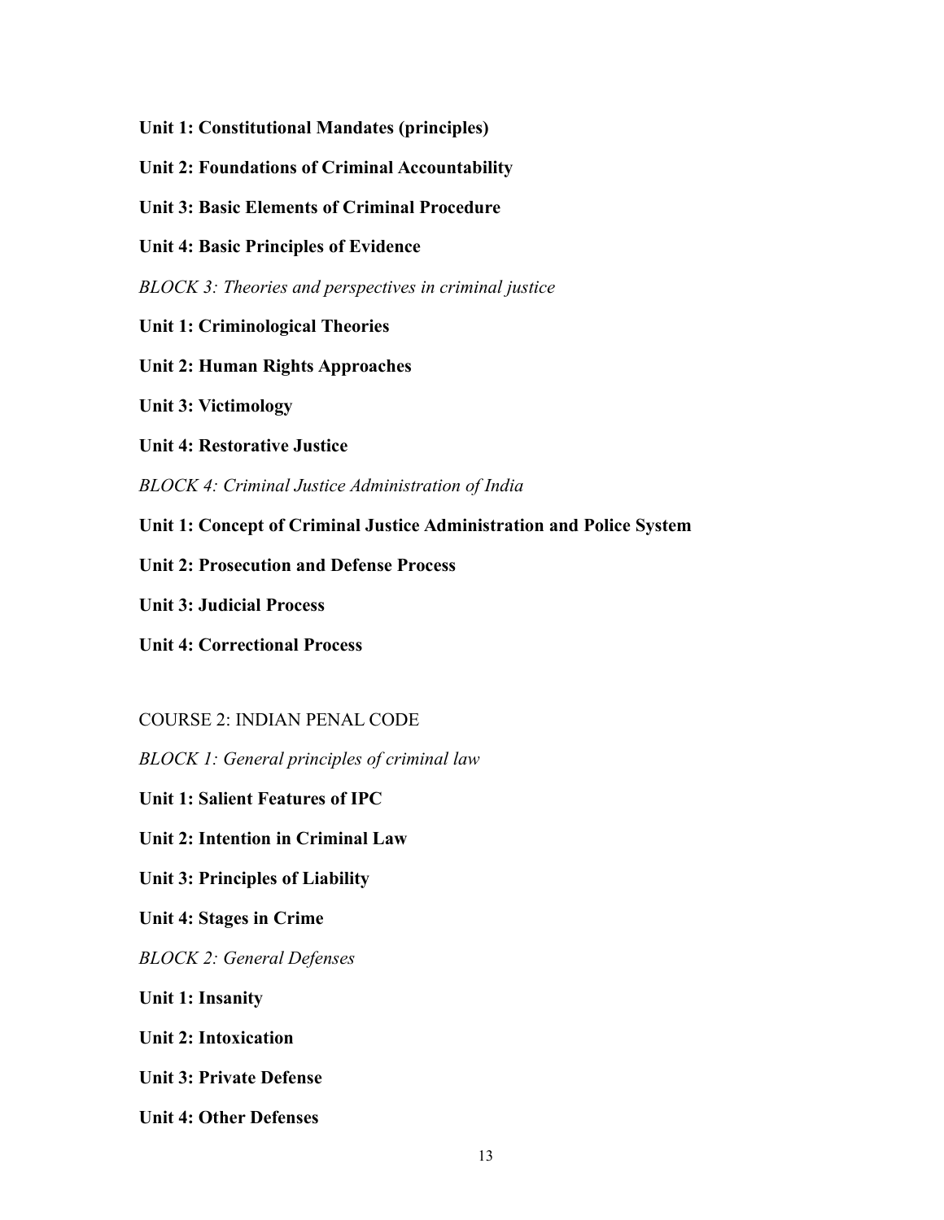**Unit 1: Constitutional Mandates (principles)**

**Unit 2: Foundations of Criminal Accountability**

**Unit 3: Basic Elements of Criminal Procedure**

**Unit 4: Basic Principles of Evidence**

*BLOCK 3: Theories and perspectives in criminal justice*

**Unit 1: Criminological Theories**

**Unit 2: Human Rights Approaches**

**Unit 3: Victimology**

**Unit 4: Restorative Justice**

*BLOCK 4: Criminal Justice Administration of India*

**Unit 1: Concept of Criminal Justice Administration and Police System**

**Unit 2: Prosecution and Defense Process**

**Unit 3: Judicial Process**

**Unit 4: Correctional Process**

COURSE 2: INDIAN PENAL CODE

*BLOCK 1: General principles of criminal law*

**Unit 1: Salient Features of IPC**

**Unit 2: Intention in Criminal Law**

**Unit 3: Principles of Liability**

**Unit 4: Stages in Crime**

*BLOCK 2: General Defenses*

**Unit 1: Insanity**

**Unit 2: Intoxication**

**Unit 3: Private Defense**

**Unit 4: Other Defenses**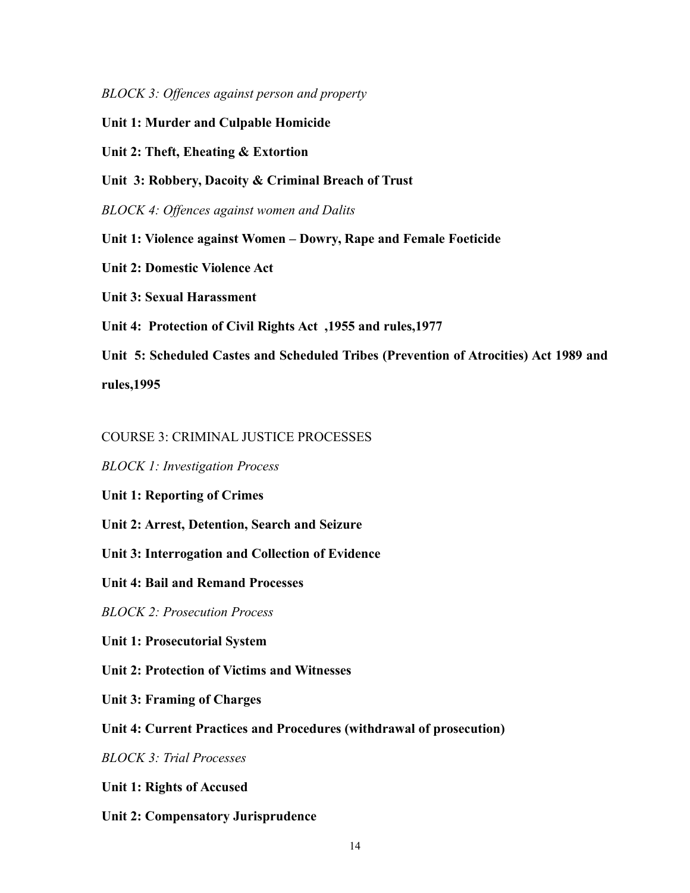*BLOCK 3: Offences against person and property*

**Unit 1: Murder and Culpable Homicide**

**Unit 2: Theft, Eheating & Extortion**

**Unit 3: Robbery, Dacoity & Criminal Breach of Trust**

*BLOCK 4: Offences against women and Dalits*

**Unit 1: Violence against Women – Dowry, Rape and Female Foeticide**

**Unit 2: Domestic Violence Act**

**Unit 3: Sexual Harassment**

**Unit 4: Protection of Civil Rights Act ,1955 and rules,1977**

**Unit 5: Scheduled Castes and Scheduled Tribes (Prevention of Atrocities) Act 1989 and rules,1995**

COURSE 3: CRIMINAL JUSTICE PROCESSES

*BLOCK 1: Investigation Process*

**Unit 1: Reporting of Crimes**

**Unit 2: Arrest, Detention, Search and Seizure**

**Unit 3: Interrogation and Collection of Evidence**

**Unit 4: Bail and Remand Processes**

*BLOCK 2: Prosecution Process*

**Unit 1: Prosecutorial System**

**Unit 2: Protection of Victims and Witnesses**

**Unit 3: Framing of Charges**

**Unit 4: Current Practices and Procedures (withdrawal of prosecution)**

*BLOCK 3: Trial Processes*

**Unit 1: Rights of Accused**

**Unit 2: Compensatory Jurisprudence**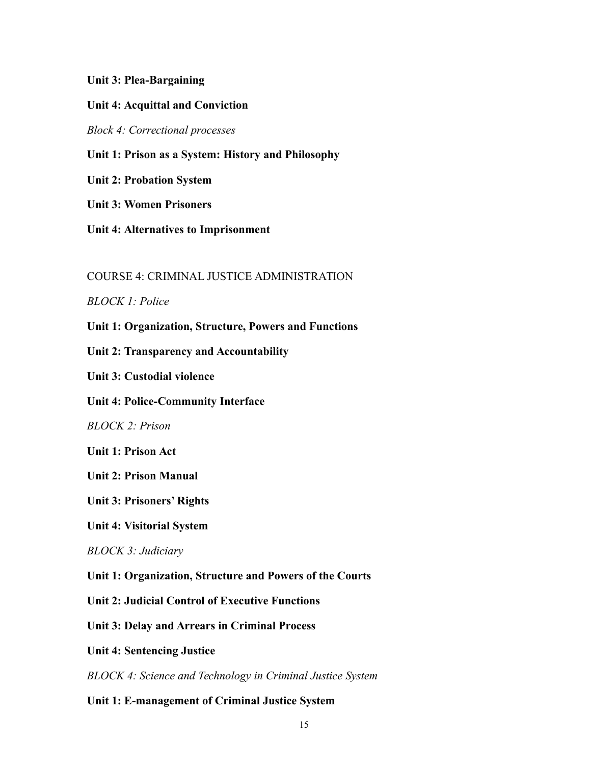**Unit 3: Plea-Bargaining**

**Unit 4: Acquittal and Conviction**

*Block 4: Correctional processes*

**Unit 1: Prison as a System: History and Philosophy**

**Unit 2: Probation System**

**Unit 3: Women Prisoners**

**Unit 4: Alternatives to Imprisonment**

COURSE 4: CRIMINAL JUSTICE ADMINISTRATION

*BLOCK 1: Police*

**Unit 1: Organization, Structure, Powers and Functions**

**Unit 2: Transparency and Accountability**

**Unit 3: Custodial violence**

**Unit 4: Police-Community Interface**

*BLOCK 2: Prison*

**Unit 1: Prison Act**

**Unit 2: Prison Manual**

**Unit 3: Prisoners' Rights**

**Unit 4: Visitorial System**

*BLOCK 3: Judiciary*

**Unit 1: Organization, Structure and Powers of the Courts**

**Unit 2: Judicial Control of Executive Functions**

**Unit 3: Delay and Arrears in Criminal Process**

**Unit 4: Sentencing Justice**

*BLOCK 4: Science and Technology in Criminal Justice System*

**Unit 1: E-management of Criminal Justice System**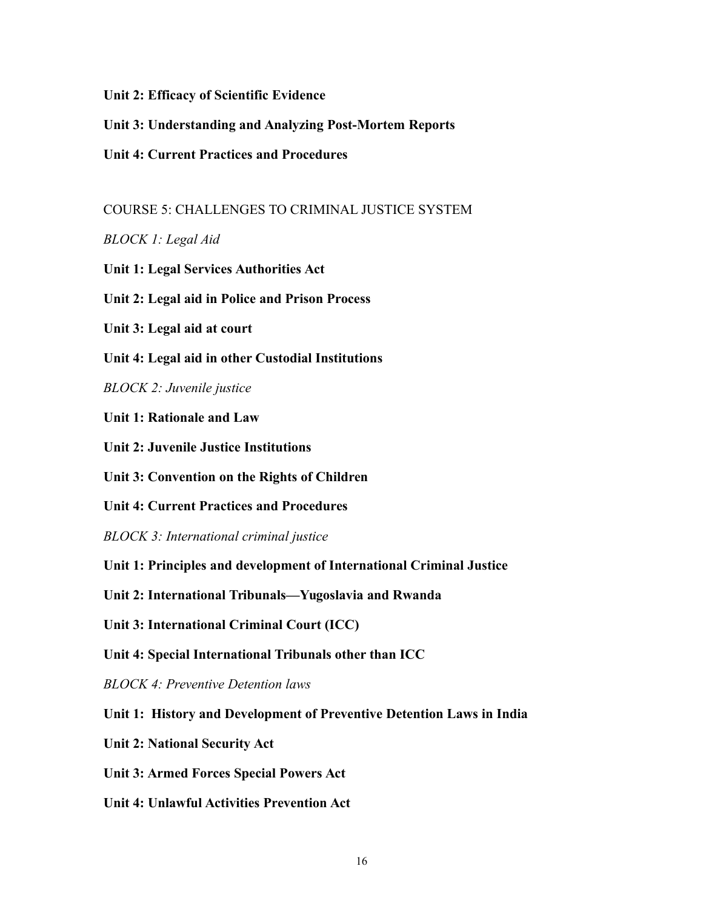**Unit 2: Efficacy of Scientific Evidence**

**Unit 3: Understanding and Analyzing Post-Mortem Reports**

**Unit 4: Current Practices and Procedures**

COURSE 5: CHALLENGES TO CRIMINAL JUSTICE SYSTEM

*BLOCK 1: Legal Aid*

**Unit 1: Legal Services Authorities Act**

**Unit 2: Legal aid in Police and Prison Process**

**Unit 3: Legal aid at court**

**Unit 4: Legal aid in other Custodial Institutions**

*BLOCK 2: Juvenile justice*

**Unit 1: Rationale and Law**

**Unit 2: Juvenile Justice Institutions**

**Unit 3: Convention on the Rights of Children**

**Unit 4: Current Practices and Procedures**

*BLOCK 3: International criminal justice*

**Unit 1: Principles and development of International Criminal Justice**

**Unit 2: International Tribunals—Yugoslavia and Rwanda**

**Unit 3: International Criminal Court (ICC)**

**Unit 4: Special International Tribunals other than ICC**

*BLOCK 4: Preventive Detention laws*

**Unit 1: History and Development of Preventive Detention Laws in India**

**Unit 2: National Security Act**

**Unit 3: Armed Forces Special Powers Act**

**Unit 4: Unlawful Activities Prevention Act**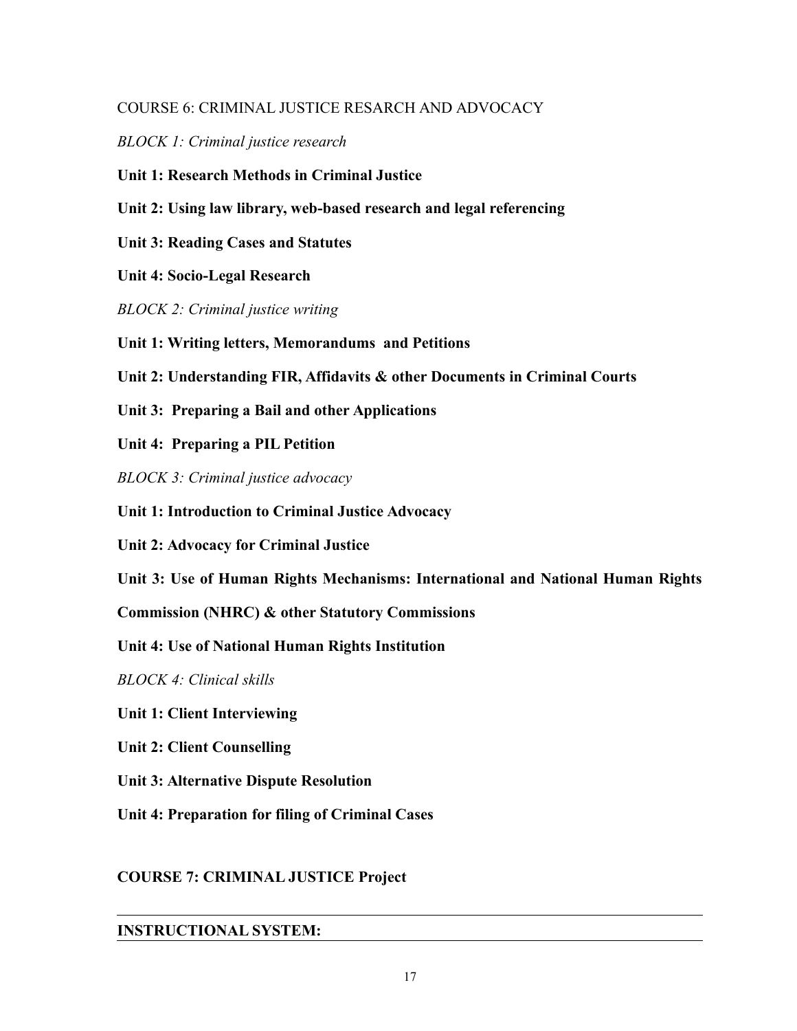COURSE 6: CRIMINAL JUSTICE RESARCH AND ADVOCACY

*BLOCK 1: Criminal justice research*

**Unit 1: Research Methods in Criminal Justice**

**Unit 2: Using law library, web-based research and legal referencing**

**Unit 3: Reading Cases and Statutes**

**Unit 4: Socio-Legal Research**

*BLOCK 2: Criminal justice writing*

**Unit 1: Writing letters, Memorandums and Petitions**

**Unit 2: Understanding FIR, Affidavits & other Documents in Criminal Courts**

**Unit 3: Preparing a Bail and other Applications**

**Unit 4: Preparing a PIL Petition**

*BLOCK 3: Criminal justice advocacy*

**Unit 1: Introduction to Criminal Justice Advocacy**

**Unit 2: Advocacy for Criminal Justice**

**Unit 3: Use of Human Rights Mechanisms: International and National Human Rights Commission (NHRC) & other Statutory Commissions**

**Unit 4: Use of National Human Rights Institution**

*BLOCK 4: Clinical skills*

**Unit 1: Client Interviewing**

**Unit 2: Client Counselling**

**Unit 3: Alternative Dispute Resolution**

**Unit 4: Preparation for filing of Criminal Cases**

**COURSE 7: CRIMINAL JUSTICE Project**

---

**INSTRUCTIONAL SYSTEM:**

---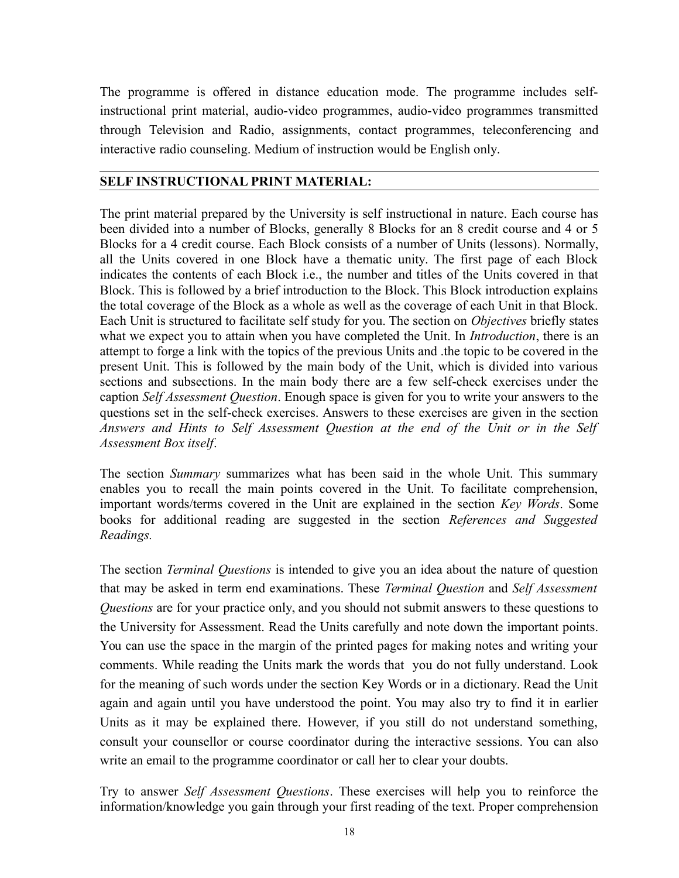The programme is offered in distance education mode. The programme includes self-instructional print material, audio-video programmes, audio-video programmes transmitted through Television and Radio, assignments, contact programmes, teleconferencing and interactive radio counseling. Medium of instruction would be English only.

## SELF INSTRUCTIONAL PRINT MATERIAL:

The print material prepared by the University is self instructional in nature. Each course has been divided into a number of Blocks, generally 8 Blocks for an 8 credit course and 4 or 5 Blocks for a 4 credit course. Each Block consists of a number of Units (lessons). Normally, all the Units covered in one Block have a thematic unity. The first page of each Block indicates the contents of each Block i.e., the number and titles of the Units covered in that Block. This is followed by a brief introduction to the Block. This Block introduction explains the total coverage of the Block as a whole as well as the coverage of each Unit in that Block. Each Unit is structured to facilitate self study for you. The section on *Objectives* briefly states what we expect you to attain when you have completed the Unit. In *Introduction*, there is an attempt to forge a link with the topics of the previous Units and .the topic to be covered in the present Unit. This is followed by the main body of the Unit, which is divided into various sections and subsections. In the main body there are a few self-check exercises under the caption *Self Assessment Question*. Enough space is given for you to write your answers to the questions set in the self-check exercises. Answers to these exercises are given in the section *Answers and Hints to Self Assessment Question at the end of the Unit or in the Self Assessment Box itself*.

The section *Summary* summarizes what has been said in the whole Unit. This summary enables you to recall the main points covered in the Unit. To facilitate comprehension, important words/terms covered in the Unit are explained in the section *Key Words*. Some books for additional reading are suggested in the section *References and Suggested Readings.*

The section *Terminal Questions* is intended to give you an idea about the nature of question that may be asked in term end examinations. These *Terminal Question* and *Self Assessment Questions* are for your practice only, and you should not submit answers to these questions to the University for Assessment. Read the Units carefully and note down the important points. You can use the space in the margin of the printed pages for making notes and writing your comments. While reading the Units mark the words that you do not fully understand. Look for the meaning of such words under the section Key Words or in a dictionary. Read the Unit again and again until you have understood the point. You may also try to find it in earlier Units as it may be explained there. However, if you still do not understand something, consult your counsellor or course coordinator during the interactive sessions. You can also write an email to the programme coordinator or call her to clear your doubts.

Try to answer *Self Assessment Questions*. These exercises will help you to reinforce the information/knowledge you gain through your first reading of the text. Proper comprehension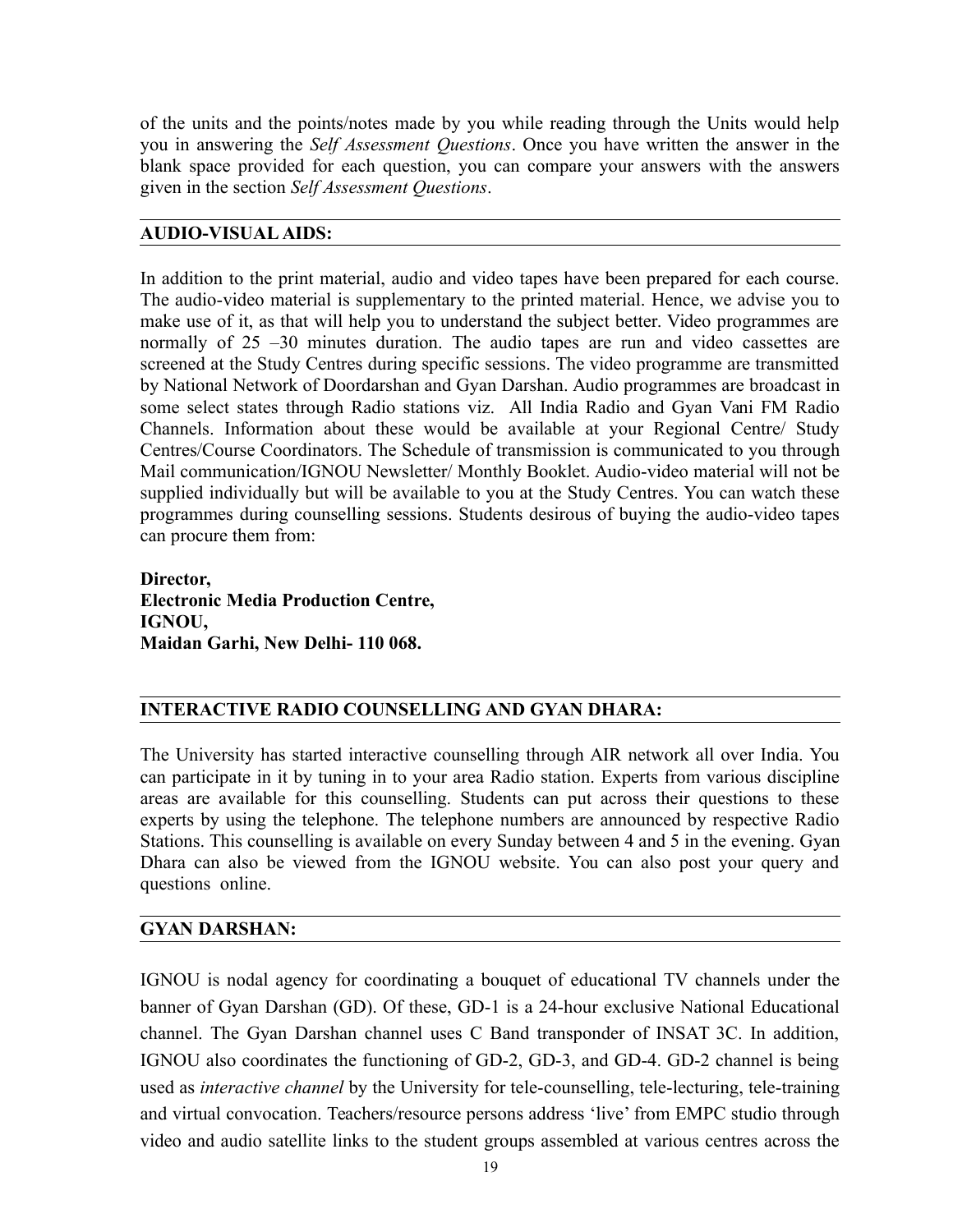of the units and the points/notes made by you while reading through the Units would help you in answering the *Self Assessment Questions*. Once you have written the answer in the blank space provided for each question, you can compare your answers with the answers given in the section *Self Assessment Questions*.

## AUDIO-VISUAL AIDS:

In addition to the print material, audio and video tapes have been prepared for each course. The audio-video material is supplementary to the printed material. Hence, we advise you to make use of it, as that will help you to understand the subject better. Video programmes are normally of 25 –30 minutes duration. The audio tapes are run and video cassettes are screened at the Study Centres during specific sessions. The video programme are transmitted by National Network of Doordarshan and Gyan Darshan. Audio programmes are broadcast in some select states through Radio stations viz. All India Radio and Gyan Vani FM Radio Channels. Information about these would be available at your Regional Centre/ Study Centres/Course Coordinators. The Schedule of transmission is communicated to you through Mail communication/IGNOU Newsletter/ Monthly Booklet. Audio-video material will not be supplied individually but will be available to you at the Study Centres. You can watch these programmes during counselling sessions. Students desirous of buying the audio-video tapes can procure them from:

**Director,**
**Electronic Media Production Centre,**
**IGNOU,**
**Maidan Garhi, New Delhi- 110 068.**

## INTERACTIVE RADIO COUNSELLING AND GYAN DHARA:

The University has started interactive counselling through AIR network all over India. You can participate in it by tuning in to your area Radio station. Experts from various discipline areas are available for this counselling. Students can put across their questions to these experts by using the telephone. The telephone numbers are announced by respective Radio Stations. This counselling is available on every Sunday between 4 and 5 in the evening. Gyan Dhara can also be viewed from the IGNOU website. You can also post your query and questions online.

## GYAN DARSHAN:

IGNOU is nodal agency for coordinating a bouquet of educational TV channels under the banner of Gyan Darshan (GD). Of these, GD-1 is a 24-hour exclusive National Educational channel. The Gyan Darshan channel uses C Band transponder of INSAT 3C. In addition, IGNOU also coordinates the functioning of GD-2, GD-3, and GD-4. GD-2 channel is being used as *interactive channel* by the University for tele-counselling, tele-lecturing, tele-training and virtual convocation. Teachers/resource persons address 'live' from EMPC studio through video and audio satellite links to the student groups assembled at various centres across the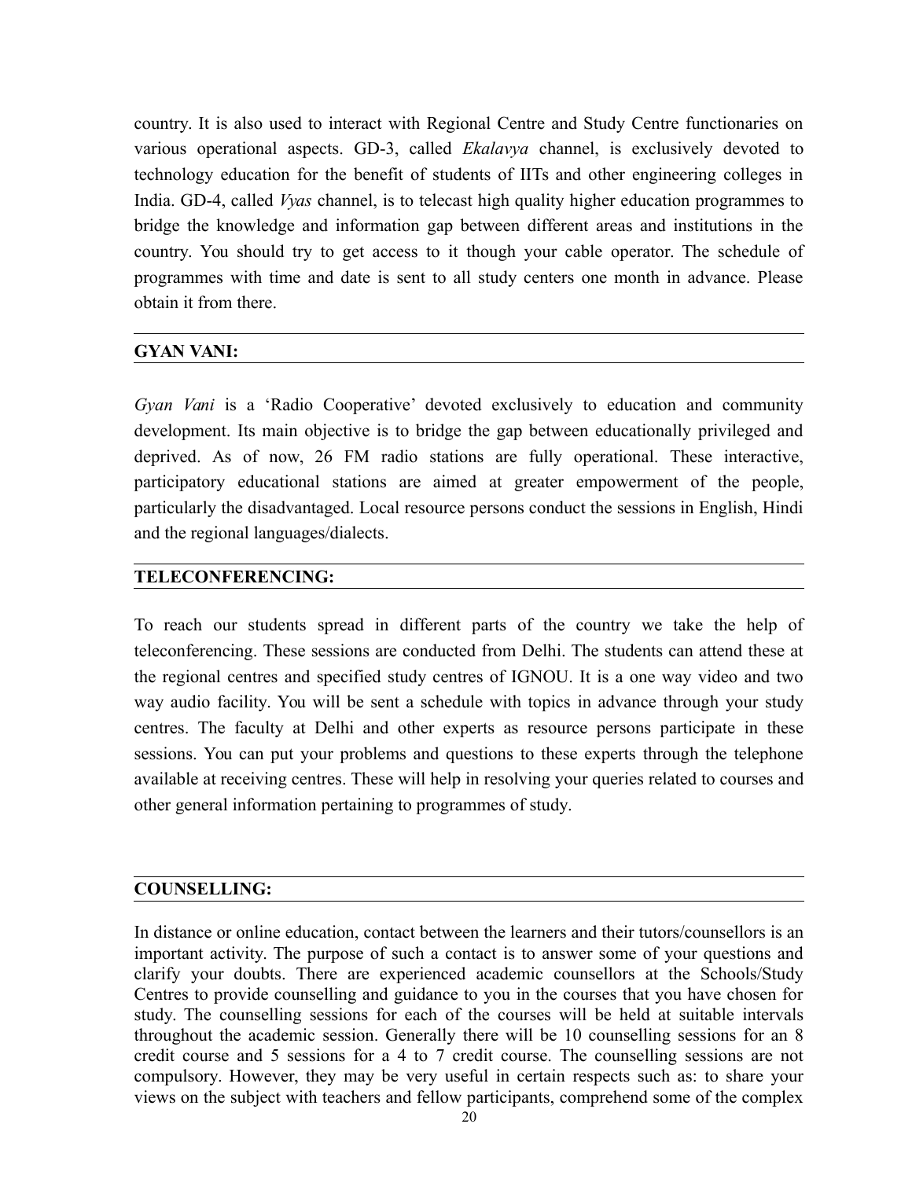country. It is also used to interact with Regional Centre and Study Centre functionaries on various operational aspects. GD-3, called *Ekalavya* channel, is exclusively devoted to technology education for the benefit of students of IITs and other engineering colleges in India. GD-4, called *Vyas* channel, is to telecast high quality higher education programmes to bridge the knowledge and information gap between different areas and institutions in the country. You should try to get access to it though your cable operator. The schedule of programmes with time and date is sent to all study centers one month in advance. Please obtain it from there.

## GYAN VANI:

*Gyan Vani* is a 'Radio Cooperative' devoted exclusively to education and community development. Its main objective is to bridge the gap between educationally privileged and deprived. As of now, 26 FM radio stations are fully operational. These interactive, participatory educational stations are aimed at greater empowerment of the people, particularly the disadvantaged. Local resource persons conduct the sessions in English, Hindi and the regional languages/dialects.

## TELECONFERENCING:

To reach our students spread in different parts of the country we take the help of teleconferencing. These sessions are conducted from Delhi. The students can attend these at the regional centres and specified study centres of IGNOU. It is a one way video and two way audio facility. You will be sent a schedule with topics in advance through your study centres. The faculty at Delhi and other experts as resource persons participate in these sessions. You can put your problems and questions to these experts through the telephone available at receiving centres. These will help in resolving your queries related to courses and other general information pertaining to programmes of study.

## COUNSELLING:

In distance or online education, contact between the learners and their tutors/counsellors is an important activity. The purpose of such a contact is to answer some of your questions and clarify your doubts. There are experienced academic counsellors at the Schools/Study Centres to provide counselling and guidance to you in the courses that you have chosen for study. The counselling sessions for each of the courses will be held at suitable intervals throughout the academic session. Generally there will be 10 counselling sessions for an 8 credit course and 5 sessions for a 4 to 7 credit course. The counselling sessions are not compulsory. However, they may be very useful in certain respects such as: to share your views on the subject with teachers and fellow participants, comprehend some of the complex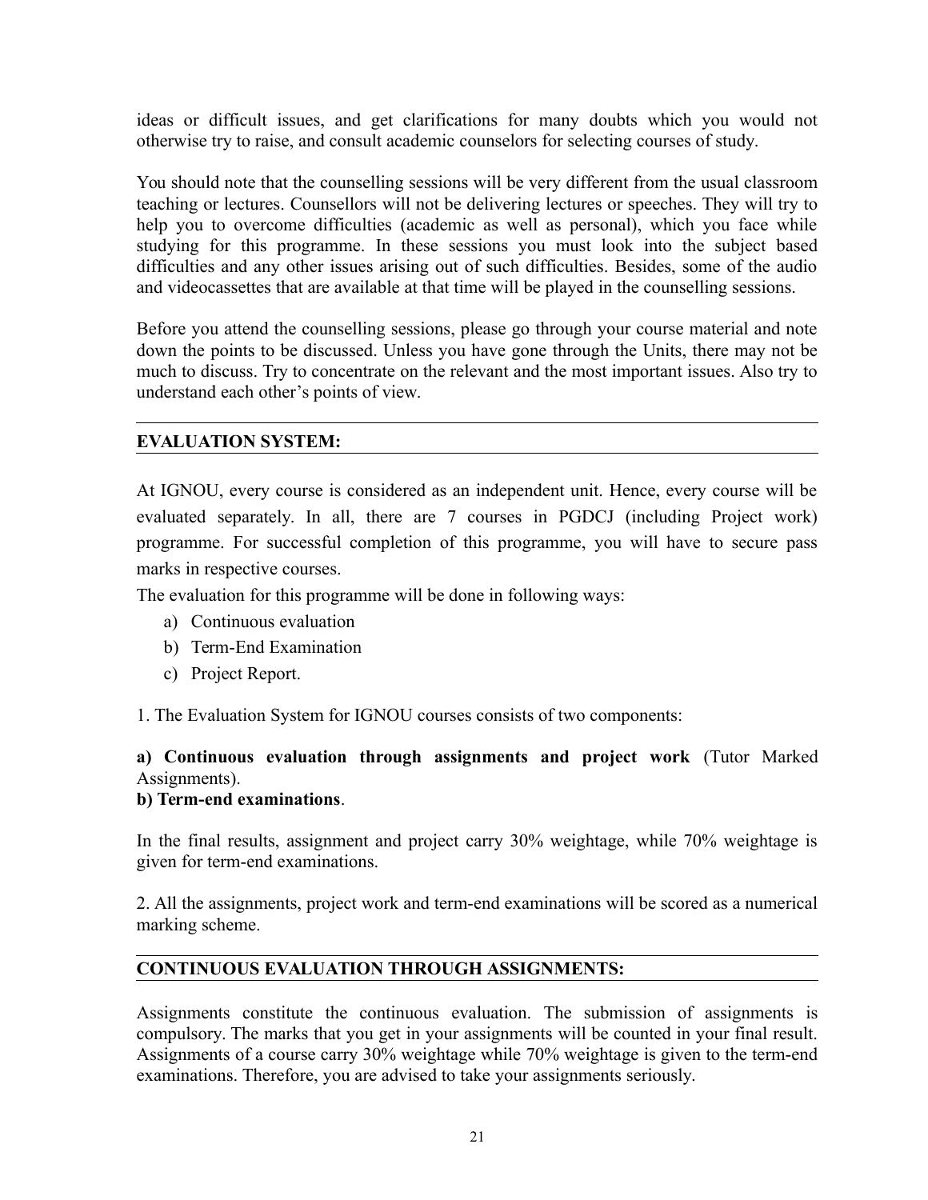ideas or difficult issues, and get clarifications for many doubts which you would not otherwise try to raise, and consult academic counselors for selecting courses of study.

You should note that the counselling sessions will be very different from the usual classroom teaching or lectures. Counsellors will not be delivering lectures or speeches. They will try to help you to overcome difficulties (academic as well as personal), which you face while studying for this programme. In these sessions you must look into the subject based difficulties and any other issues arising out of such difficulties. Besides, some of the audio and videocassettes that are available at that time will be played in the counselling sessions.

Before you attend the counselling sessions, please go through your course material and note down the points to be discussed. Unless you have gone through the Units, there may not be much to discuss. Try to concentrate on the relevant and the most important issues. Also try to understand each other's points of view.

## EVALUATION SYSTEM:

At IGNOU, every course is considered as an independent unit. Hence, every course will be evaluated separately. In all, there are 7 courses in PGDCJ (including Project work) programme. For successful completion of this programme, you will have to secure pass marks in respective courses.

The evaluation for this programme will be done in following ways:

a) Continuous evaluation
b) Term-End Examination
c) Project Report.

1. The Evaluation System for IGNOU courses consists of two components:

**a) Continuous evaluation through assignments and project work** (Tutor Marked Assignments).
**b) Term-end examinations**.

In the final results, assignment and project carry 30% weightage, while 70% weightage is given for term-end examinations.

2. All the assignments, project work and term-end examinations will be scored as a numerical marking scheme.

## CONTINUOUS EVALUATION THROUGH ASSIGNMENTS:

Assignments constitute the continuous evaluation. The submission of assignments is compulsory. The marks that you get in your assignments will be counted in your final result. Assignments of a course carry 30% weightage while 70% weightage is given to the term-end examinations. Therefore, you are advised to take your assignments seriously.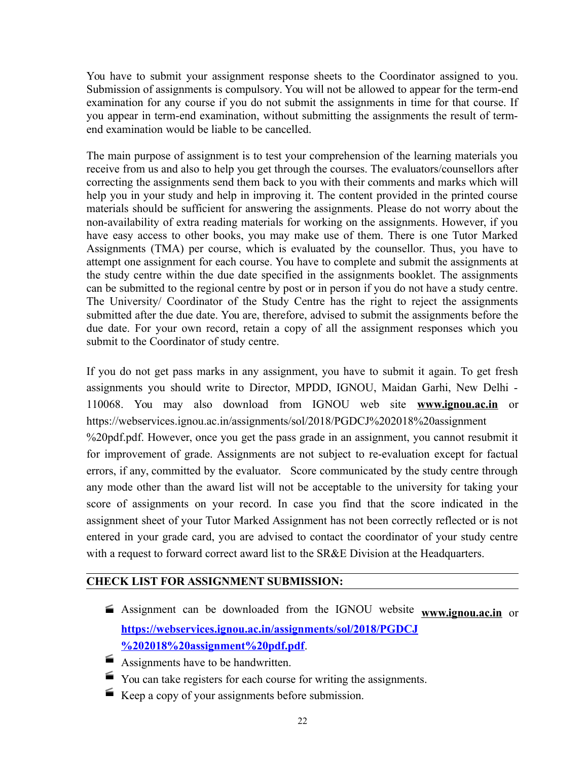You have to submit your assignment response sheets to the Coordinator assigned to you. Submission of assignments is compulsory. You will not be allowed to appear for the term-end examination for any course if you do not submit the assignments in time for that course. If you appear in term-end examination, without submitting the assignments the result of term-end examination would be liable to be cancelled.

The main purpose of assignment is to test your comprehension of the learning materials you receive from us and also to help you get through the courses. The evaluators/counsellors after correcting the assignments send them back to you with their comments and marks which will help you in your study and help in improving it. The content provided in the printed course materials should be sufficient for answering the assignments. Please do not worry about the non-availability of extra reading materials for working on the assignments. However, if you have easy access to other books, you may make use of them. There is one Tutor Marked Assignments (TMA) per course, which is evaluated by the counsellor. Thus, you have to attempt one assignment for each course. You have to complete and submit the assignments at the study centre within the due date specified in the assignments booklet. The assignments can be submitted to the regional centre by post or in person if you do not have a study centre. The University/ Coordinator of the Study Centre has the right to reject the assignments submitted after the due date. You are, therefore, advised to submit the assignments before the due date. For your own record, retain a copy of all the assignment responses which you submit to the Coordinator of study centre.

If you do not get pass marks in any assignment, you have to submit it again. To get fresh assignments you should write to Director, MPDD, IGNOU, Maidan Garhi, New Delhi - 110068. You may also download from IGNOU web site **www.ignou.ac.in** or https://webservices.ignou.ac.in/assignments/sol/2018/PGDCJ%202018%20assignment%20pdf.pdf. However, once you get the pass grade in an assignment, you cannot resubmit it for improvement of grade. Assignments are not subject to re-evaluation except for factual errors, if any, committed by the evaluator. Score communicated by the study centre through any mode other than the award list will not be acceptable to the university for taking your score of assignments on your record. In case you find that the score indicated in the assignment sheet of your Tutor Marked Assignment has not been correctly reflected or is not entered in your grade card, you are advised to contact the coordinator of your study centre with a request to forward correct award list to the SR&E Division at the Headquarters.

## CHECK LIST FOR ASSIGNMENT SUBMISSION:

- Assignment can be downloaded from the IGNOU website **www.ignou.ac.in** or **https://webservices.ignou.ac.in/assignments/sol/2018/PGDCJ%202018%20assignment%20pdf.pdf**.
- Assignments have to be handwritten.
- You can take registers for each course for writing the assignments.
- Keep a copy of your assignments before submission.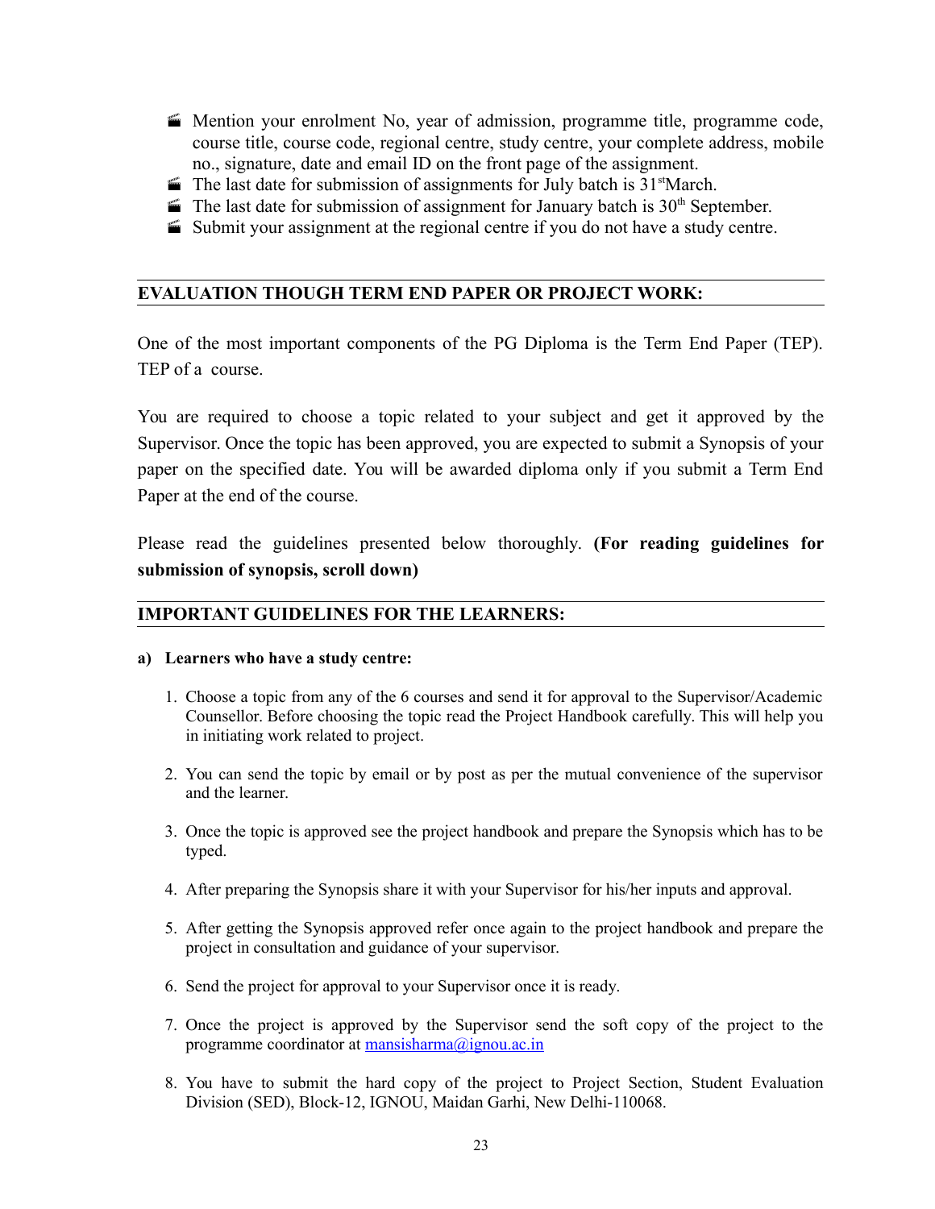- Mention your enrolment No, year of admission, programme title, programme code, course title, course code, regional centre, study centre, your complete address, mobile no., signature, date and email ID on the front page of the assignment.
- The last date for submission of assignments for July batch is 31st March.
- The last date for submission of assignment for January batch is 30th September.
- Submit your assignment at the regional centre if you do not have a study centre.

## EVALUATION THOUGH TERM END PAPER OR PROJECT WORK:

One of the most important components of the PG Diploma is the Term End Paper (TEP). TEP of a course.

You are required to choose a topic related to your subject and get it approved by the Supervisor. Once the topic has been approved, you are expected to submit a Synopsis of your paper on the specified date. You will be awarded diploma only if you submit a Term End Paper at the end of the course.

Please read the guidelines presented below thoroughly. **(For reading guidelines for submission of synopsis, scroll down)**

## IMPORTANT GUIDELINES FOR THE LEARNERS:

**a) Learners who have a study centre:**

1. Choose a topic from any of the 6 courses and send it for approval to the Supervisor/Academic Counsellor. Before choosing the topic read the Project Handbook carefully. This will help you in initiating work related to project.

2. You can send the topic by email or by post as per the mutual convenience of the supervisor and the learner.

3. Once the topic is approved see the project handbook and prepare the Synopsis which has to be typed.

4. After preparing the Synopsis share it with your Supervisor for his/her inputs and approval.

5. After getting the Synopsis approved refer once again to the project handbook and prepare the project in consultation and guidance of your supervisor.

6. Send the project for approval to your Supervisor once it is ready.

7. Once the project is approved by the Supervisor send the soft copy of the project to the programme coordinator at mansisharma@ignou.ac.in

8. You have to submit the hard copy of the project to Project Section, Student Evaluation Division (SED), Block-12, IGNOU, Maidan Garhi, New Delhi-110068.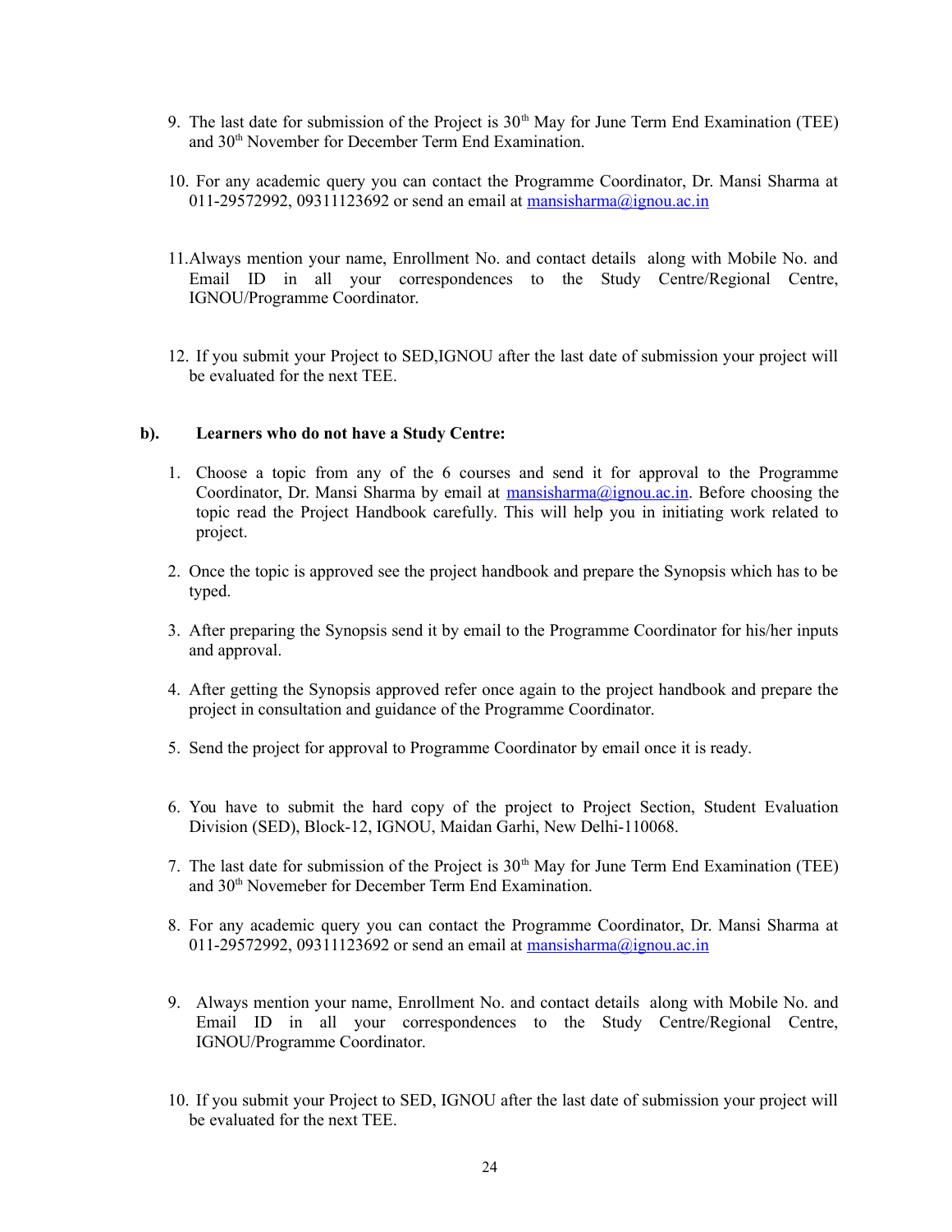9. The last date for submission of the Project is 30th May for June Term End Examination (TEE) and 30th November for December Term End Examination.

10. For any academic query you can contact the Programme Coordinator, Dr. Mansi Sharma at 011-29572992, 09311123692 or send an email at mansisharma@ignou.ac.in

11. Always mention your name, Enrollment No. and contact details along with Mobile No. and Email ID in all your correspondences to the Study Centre/Regional Centre, IGNOU/Programme Coordinator.

12. If you submit your Project to SED,IGNOU after the last date of submission your project will be evaluated for the next TEE.

**b). Learners who do not have a Study Centre:**

1. Choose a topic from any of the 6 courses and send it for approval to the Programme Coordinator, Dr. Mansi Sharma by email at mansisharma@ignou.ac.in. Before choosing the topic read the Project Handbook carefully. This will help you in initiating work related to project.

2. Once the topic is approved see the project handbook and prepare the Synopsis which has to be typed.

3. After preparing the Synopsis send it by email to the Programme Coordinator for his/her inputs and approval.

4. After getting the Synopsis approved refer once again to the project handbook and prepare the project in consultation and guidance of the Programme Coordinator.

5. Send the project for approval to Programme Coordinator by email once it is ready.

6. You have to submit the hard copy of the project to Project Section, Student Evaluation Division (SED), Block-12, IGNOU, Maidan Garhi, New Delhi-110068.

7. The last date for submission of the Project is 30th May for June Term End Examination (TEE) and 30th Novemeber for December Term End Examination.

8. For any academic query you can contact the Programme Coordinator, Dr. Mansi Sharma at 011-29572992, 09311123692 or send an email at mansisharma@ignou.ac.in

9. Always mention your name, Enrollment No. and contact details along with Mobile No. and Email ID in all your correspondences to the Study Centre/Regional Centre, IGNOU/Programme Coordinator.

10. If you submit your Project to SED, IGNOU after the last date of submission your project will be evaluated for the next TEE.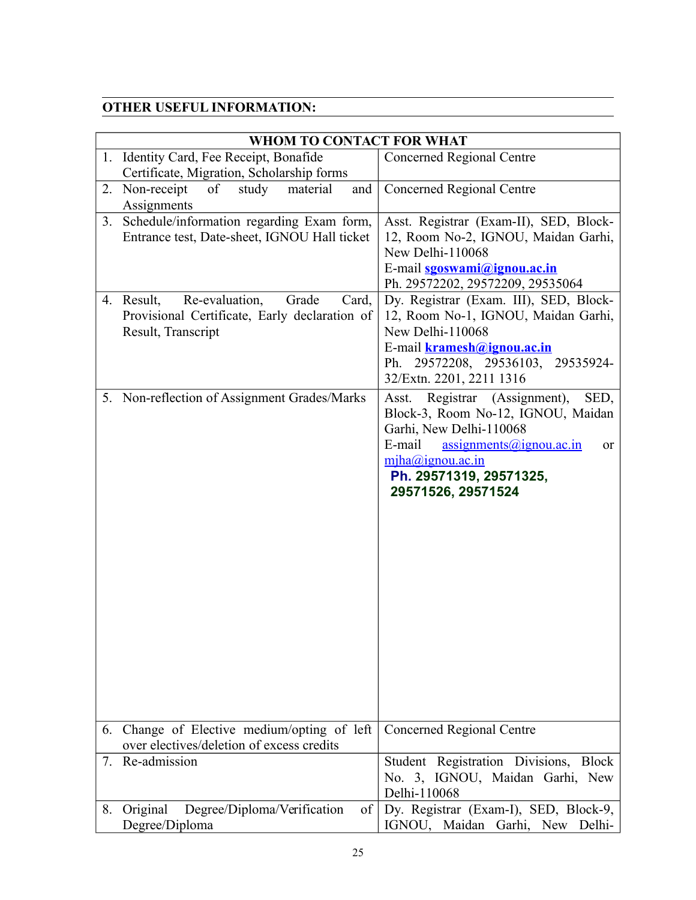## OTHER USEFUL INFORMATION:

| WHOM TO CONTACT FOR WHAT | |
|---|---|
| 1. Identity Card, Fee Receipt, Bonafide Certificate, Migration, Scholarship forms | Concerned Regional Centre |
| 2. Non-receipt of study material and Assignments | Concerned Regional Centre |
| 3. Schedule/information regarding Exam form, Entrance test, Date-sheet, IGNOU Hall ticket | Asst. Registrar (Exam-II), SED, Block-12, Room No-2, IGNOU, Maidan Garhi, New Delhi-110068<br>E-mail **sgoswami@ignou.ac.in**<br>Ph. 29572202, 29572209, 29535064 |
| 4. Result, Re-evaluation, Grade Card, Provisional Certificate, Early declaration of Result, Transcript | Dy. Registrar (Exam. III), SED, Block-12, Room No-1, IGNOU, Maidan Garhi, New Delhi-110068<br>E-mail **kramesh@ignou.ac.in**<br>Ph. 29572208, 29536103, 29535924-32/Extn. 2201, 2211 1316 |
| 5. Non-reflection of Assignment Grades/Marks | Asst. Registrar (Assignment), SED, Block-3, Room No-12, IGNOU, Maidan Garhi, New Delhi-110068<br>E-mail assignments@ignou.ac.in or mjha@ignou.ac.in<br>**Ph. 29571319, 29571325, 29571526, 29571524** |
| 6. Change of Elective medium/opting of left over electives/deletion of excess credits | Concerned Regional Centre |
| 7. Re-admission | Student Registration Divisions, Block No. 3, IGNOU, Maidan Garhi, New Delhi-110068 |
| 8. Original Degree/Diploma/Verification of Degree/Diploma | Dy. Registrar (Exam-I), SED, Block-9, IGNOU, Maidan Garhi, New Delhi- |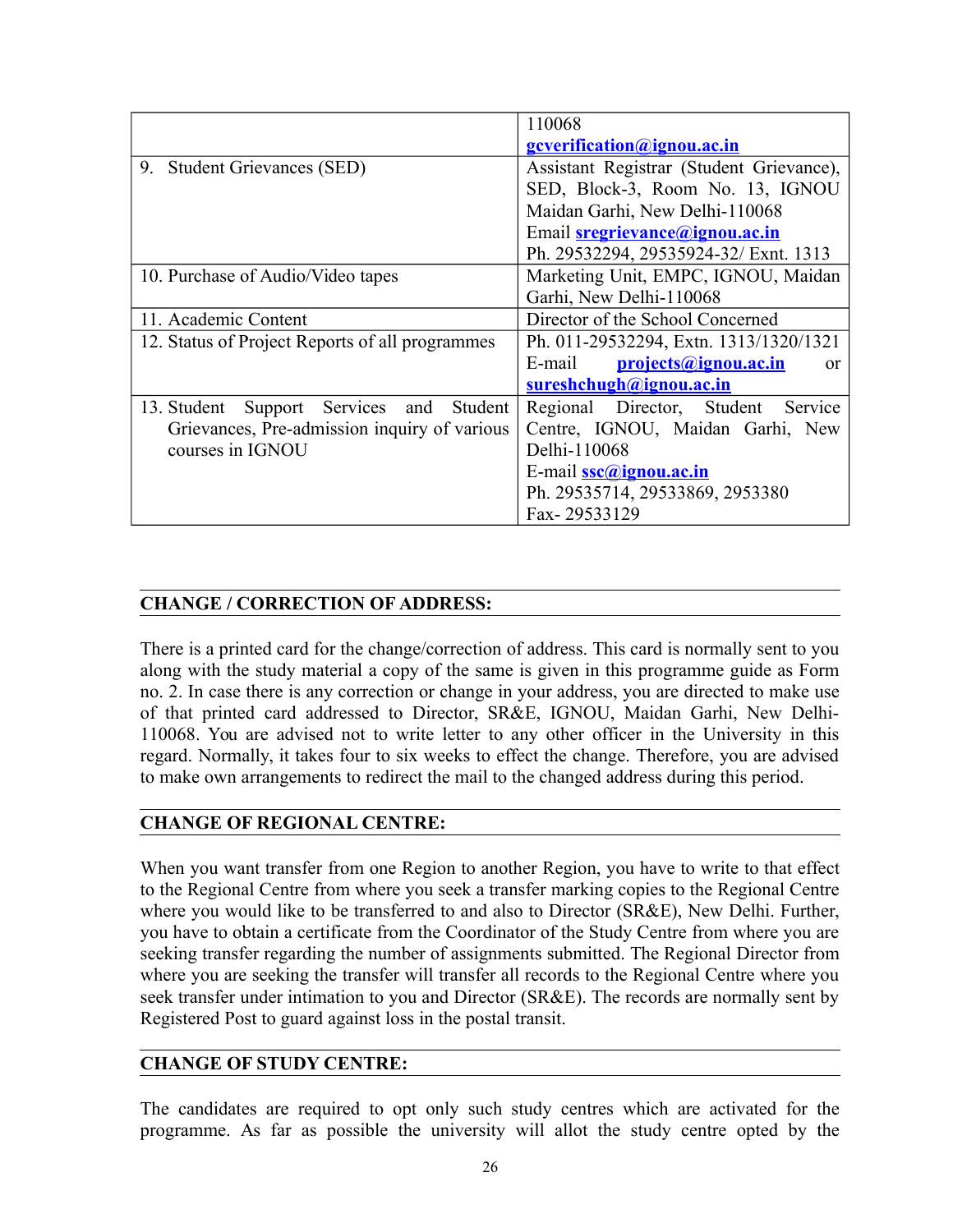| | |
|---|---|
| | 110068<br>**gcverification@ignou.ac.in** |
| 9. Student Grievances (SED) | Assistant Registrar (Student Grievance), SED, Block-3, Room No. 13, IGNOU Maidan Garhi, New Delhi-110068<br>Email **sregrievance@ignou.ac.in**<br>Ph. 29532294, 29535924-32/ Exnt. 1313 |
| 10. Purchase of Audio/Video tapes | Marketing Unit, EMPC, IGNOU, Maidan Garhi, New Delhi-110068 |
| 11. Academic Content | Director of the School Concerned |
| 12. Status of Project Reports of all programmes | Ph. 011-29532294, Extn. 1313/1320/1321<br>E-mail **projects@ignou.ac.in** or **sureshchugh@ignou.ac.in** |
| 13. Student Support Services and Student Grievances, Pre-admission inquiry of various courses in IGNOU | Regional Director, Student Service Centre, IGNOU, Maidan Garhi, New Delhi-110068<br>E-mail **ssc@ignou.ac.in**<br>Ph. 29535714, 29533869, 2953380<br>Fax- 29533129 |

## CHANGE / CORRECTION OF ADDRESS:

There is a printed card for the change/correction of address. This card is normally sent to you along with the study material a copy of the same is given in this programme guide as Form no. 2. In case there is any correction or change in your address, you are directed to make use of that printed card addressed to Director, SR&E, IGNOU, Maidan Garhi, New Delhi-110068. You are advised not to write letter to any other officer in the University in this regard. Normally, it takes four to six weeks to effect the change. Therefore, you are advised to make own arrangements to redirect the mail to the changed address during this period.

## CHANGE OF REGIONAL CENTRE:

When you want transfer from one Region to another Region, you have to write to that effect to the Regional Centre from where you seek a transfer marking copies to the Regional Centre where you would like to be transferred to and also to Director (SR&E), New Delhi. Further, you have to obtain a certificate from the Coordinator of the Study Centre from where you are seeking transfer regarding the number of assignments submitted. The Regional Director from where you are seeking the transfer will transfer all records to the Regional Centre where you seek transfer under intimation to you and Director (SR&E). The records are normally sent by Registered Post to guard against loss in the postal transit.

## CHANGE OF STUDY CENTRE:

The candidates are required to opt only such study centres which are activated for the programme. As far as possible the university will allot the study centre opted by the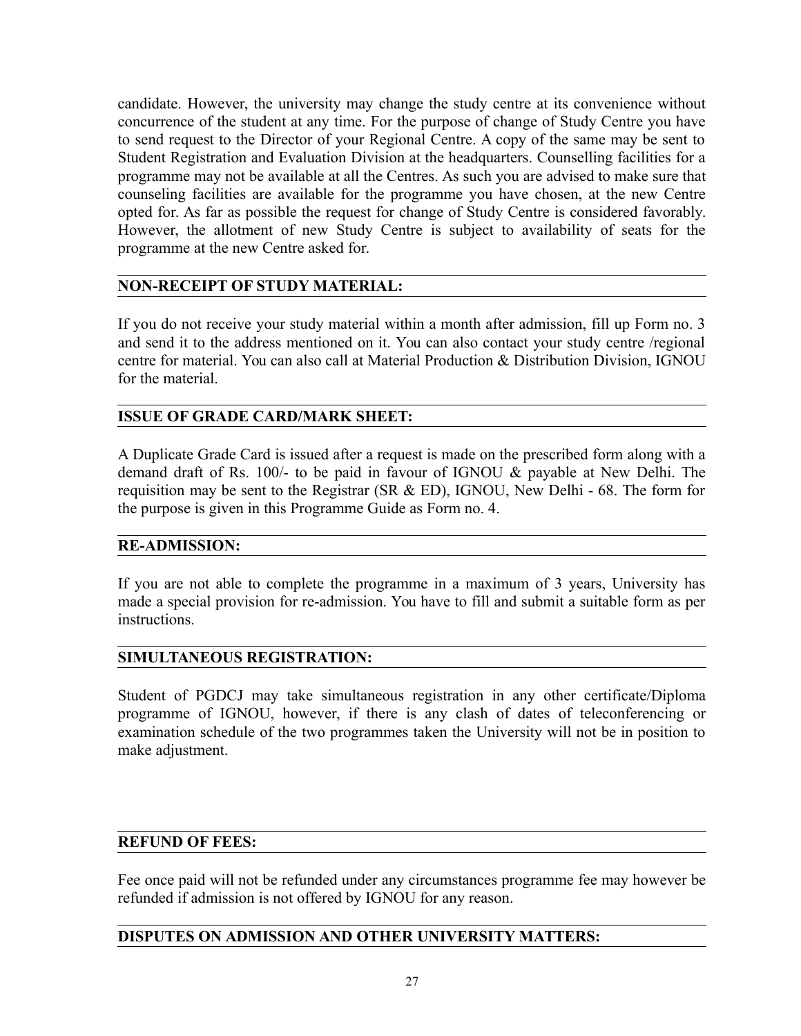candidate. However, the university may change the study centre at its convenience without concurrence of the student at any time. For the purpose of change of Study Centre you have to send request to the Director of your Regional Centre. A copy of the same may be sent to Student Registration and Evaluation Division at the headquarters. Counselling facilities for a programme may not be available at all the Centres. As such you are advised to make sure that counseling facilities are available for the programme you have chosen, at the new Centre opted for. As far as possible the request for change of Study Centre is considered favorably. However, the allotment of new Study Centre is subject to availability of seats for the programme at the new Centre asked for.

## NON-RECEIPT OF STUDY MATERIAL:

If you do not receive your study material within a month after admission, fill up Form no. 3 and send it to the address mentioned on it. You can also contact your study centre /regional centre for material. You can also call at Material Production & Distribution Division, IGNOU for the material.

## ISSUE OF GRADE CARD/MARK SHEET:

A Duplicate Grade Card is issued after a request is made on the prescribed form along with a demand draft of Rs. 100/- to be paid in favour of IGNOU & payable at New Delhi. The requisition may be sent to the Registrar (SR & ED), IGNOU, New Delhi - 68. The form for the purpose is given in this Programme Guide as Form no. 4.

## RE-ADMISSION:

If you are not able to complete the programme in a maximum of 3 years, University has made a special provision for re-admission. You have to fill and submit a suitable form as per instructions.

## SIMULTANEOUS REGISTRATION:

Student of PGDCJ may take simultaneous registration in any other certificate/Diploma programme of IGNOU, however, if there is any clash of dates of teleconferencing or examination schedule of the two programmes taken the University will not be in position to make adjustment.

## REFUND OF FEES:

Fee once paid will not be refunded under any circumstances programme fee may however be refunded if admission is not offered by IGNOU for any reason.

## DISPUTES ON ADMISSION AND OTHER UNIVERSITY MATTERS: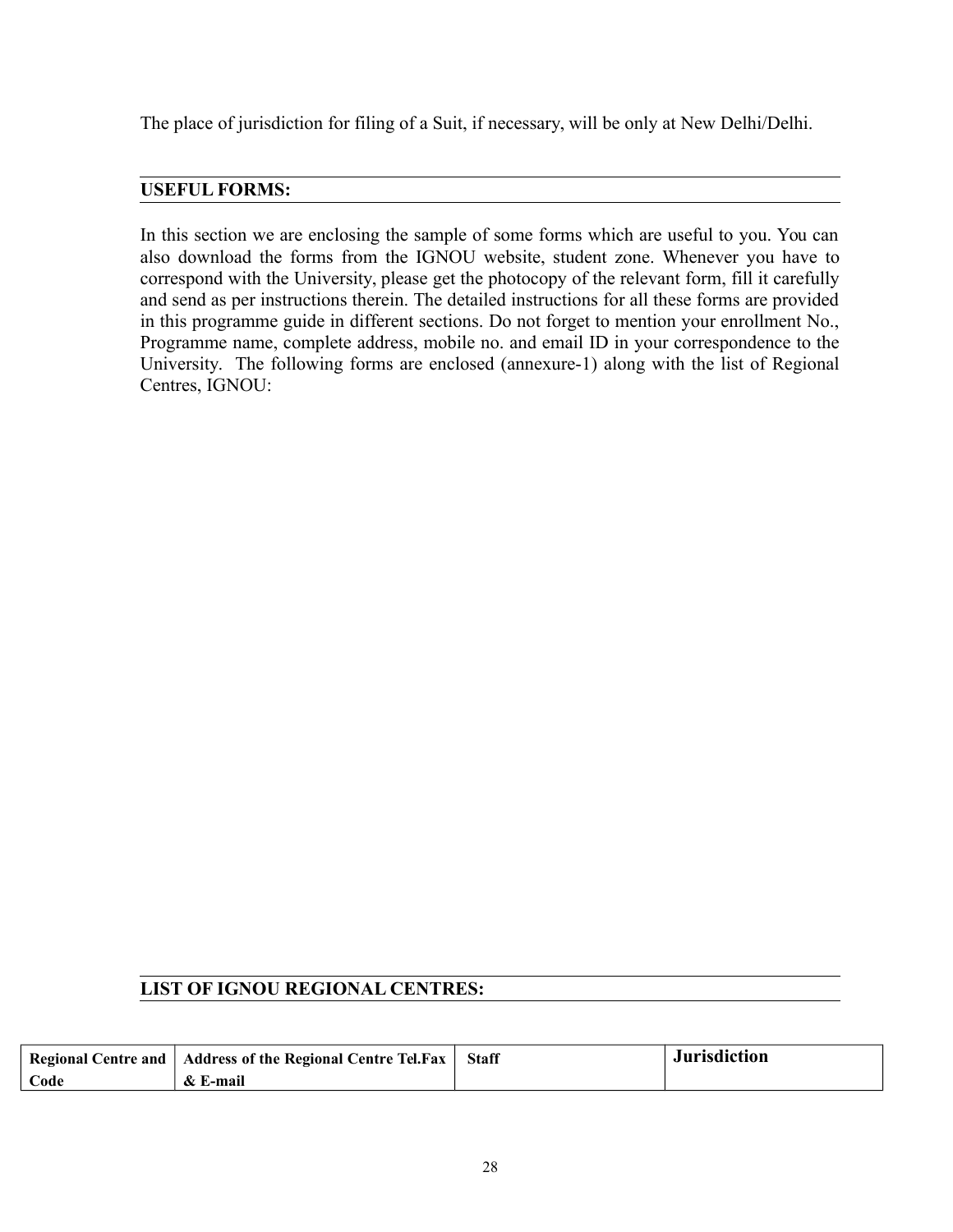The place of jurisdiction for filing of a Suit, if necessary, will be only at New Delhi/Delhi.

## USEFUL FORMS:

In this section we are enclosing the sample of some forms which are useful to you. You can also download the forms from the IGNOU website, student zone. Whenever you have to correspond with the University, please get the photocopy of the relevant form, fill it carefully and send as per instructions therein. The detailed instructions for all these forms are provided in this programme guide in different sections. Do not forget to mention your enrollment No., Programme name, complete address, mobile no. and email ID in your correspondence to the University. The following forms are enclosed (annexure-1) along with the list of Regional Centres, IGNOU:

## LIST OF IGNOU REGIONAL CENTRES:

| Regional Centre and Code | Address of the Regional Centre Tel.Fax & E-mail | Staff | Jurisdiction |
| --- | --- | --- | --- |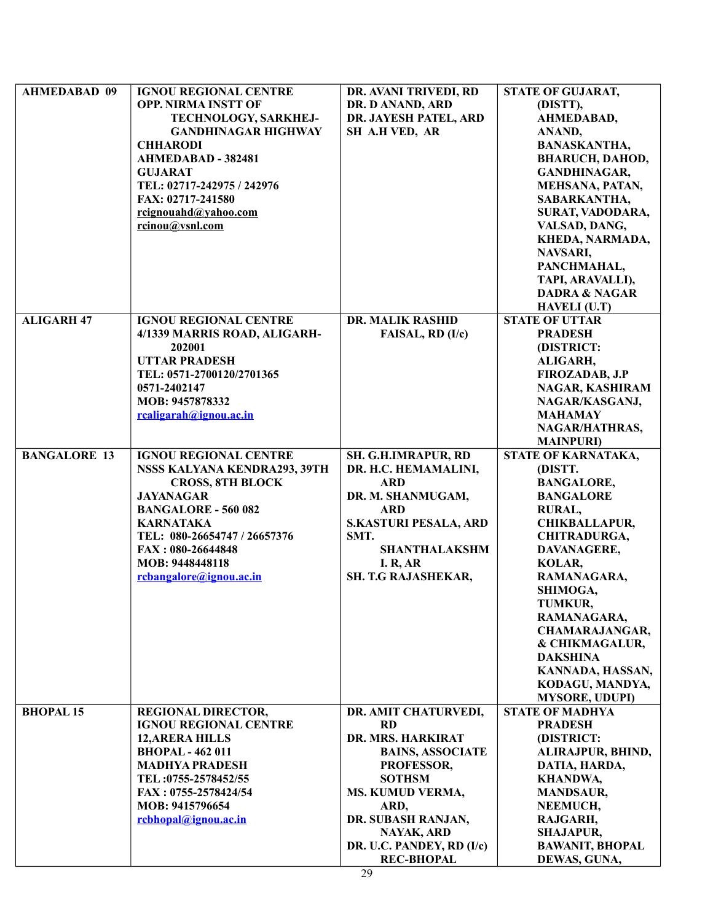| | | | |
|---|---|---|---|
| **AHMEDABAD 09** | **IGNOU REGIONAL CENTRE**<br>**OPP. NIRMA INSTT OF TECHNOLOGY, SARKHEJ-GANDHINAGAR HIGHWAY**<br>**CHHARODI**<br>**AHMEDABAD - 382481**<br>**GUJARAT**<br>**TEL: 02717-242975 / 242976**<br>**FAX: 02717-241580**<br>**rcignouahd@yahoo.com**<br>**rcinou@vsnl.com** | **DR. AVANI TRIVEDI, RD**<br>**DR. D ANAND, ARD**<br>**DR. JAYESH PATEL, ARD**<br>**SH A.H VED, AR** | **STATE OF GUJARAT, (DISTT), AHMEDABAD, ANAND, BANASKANTHA, BHARUCH, DAHOD, GANDHINAGAR, MEHSANA, PATAN, SABARKANTHA, SURAT, VADODARA, VALSAD, DANG, KHEDA, NARMADA, NAVSARI, PANCHMAHAL, TAPI, ARAVALLI), DADRA & NAGAR HAVELI (U.T)** |
| **ALIGARH 47** | **IGNOU REGIONAL CENTRE**<br>**4/1339 MARRIS ROAD, ALIGARH-202001**<br>**UTTAR PRADESH**<br>**TEL: 0571-2700120/2701365**<br>**0571-2402147**<br>**MOB: 9457878332**<br>**rcaligarah@ignou.ac.in** | **DR. MALIK RASHID FAISAL, RD (I/c)** | **STATE OF UTTAR PRADESH (DISTRICT: ALIGARH, FIROZADAB, J.P NAGAR, KASHIRAM NAGAR/KASGANJ, MAHAMAY NAGAR/HATHRAS, MAINPURI)** |
| **BANGALORE 13** | **IGNOU REGIONAL CENTRE**<br>**NSSS KALYANA KENDRA293, 39TH CROSS, 8TH BLOCK**<br>**JAYANAGAR**<br>**BANGALORE - 560 082**<br>**KARNATAKA**<br>**TEL: 080-26654747 / 26657376**<br>**FAX : 080-26644848**<br>**MOB: 9448448118**<br>**rcbangalore@ignou.ac.in** | **SH. G.H.IMRAPUR, RD**<br>**DR. H.C. HEMAMALINI, ARD**<br>**DR. M. SHANMUGAM, ARD**<br>**S.KASTURI PESALA, ARD**<br>**SMT. SHANTHALAKSHMI. R, AR**<br>**SH. T.G RAJASHEKAR,** | **STATE OF KARNATAKA, (DISTT. BANGALORE, BANGALORE RURAL, CHIKBALLAPUR, CHITRADURGA, DAVANAGERE, KOLAR, RAMANAGARA, SHIMOGA, TUMKUR, RAMANAGARA, CHAMARAJANGAR, & CHIKMAGALUR, DAKSHINA KANNADA, HASSAN, KODAGU, MANDYA, MYSORE, UDUPI)** |
| **BHOPAL 15** | **REGIONAL DIRECTOR,**<br>**IGNOU REGIONAL CENTRE**<br>**12,ARERA HILLS**<br>**BHOPAL - 462 011**<br>**MADHYA PRADESH**<br>**TEL :0755-2578452/55**<br>**FAX : 0755-2578424/54**<br>**MOB: 9415796654**<br>**rcbhopal@ignou.ac.in** | **DR. AMIT CHATURVEDI, RD**<br>**DR. MRS. HARKIRAT BAINS, ASSOCIATE PROFESSOR, SOTHSM**<br>**MS. KUMUD VERMA, ARD,**<br>**DR. SUBASH RANJAN, NAYAK, ARD**<br>**DR. U.C. PANDEY, RD (I/c) REC-BHOPAL** | **STATE OF MADHYA PRADESH (DISTRICT: ALIRAJPUR, BHIND, DATIA, HARDA, KHANDWA, MANDSAUR, NEEMUCH, RAJGARH, SHAJAPUR, BAWANIT, BHOPAL DEWAS, GUNA,** |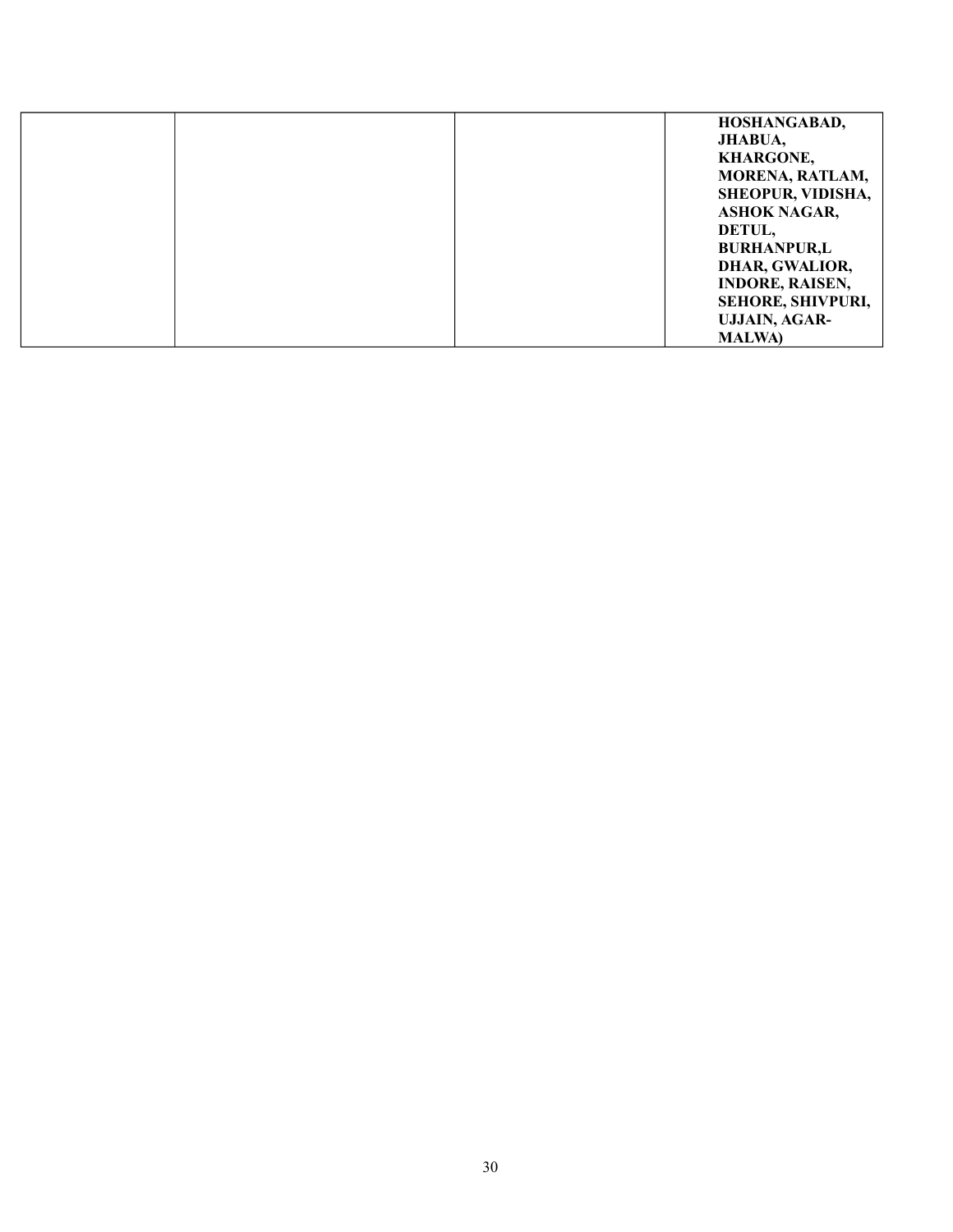| | | | |
|---|---|---|---|
| | | | **HOSHANGABAD, JHABUA, KHARGONE, MORENA, RATLAM, SHEOPUR, VIDISHA, ASHOK NAGAR, DETUL, BURHANPUR,L DHAR, GWALIOR, INDORE, RAISEN, SEHORE, SHIVPURI, UJJAIN, AGAR-MALWA)** |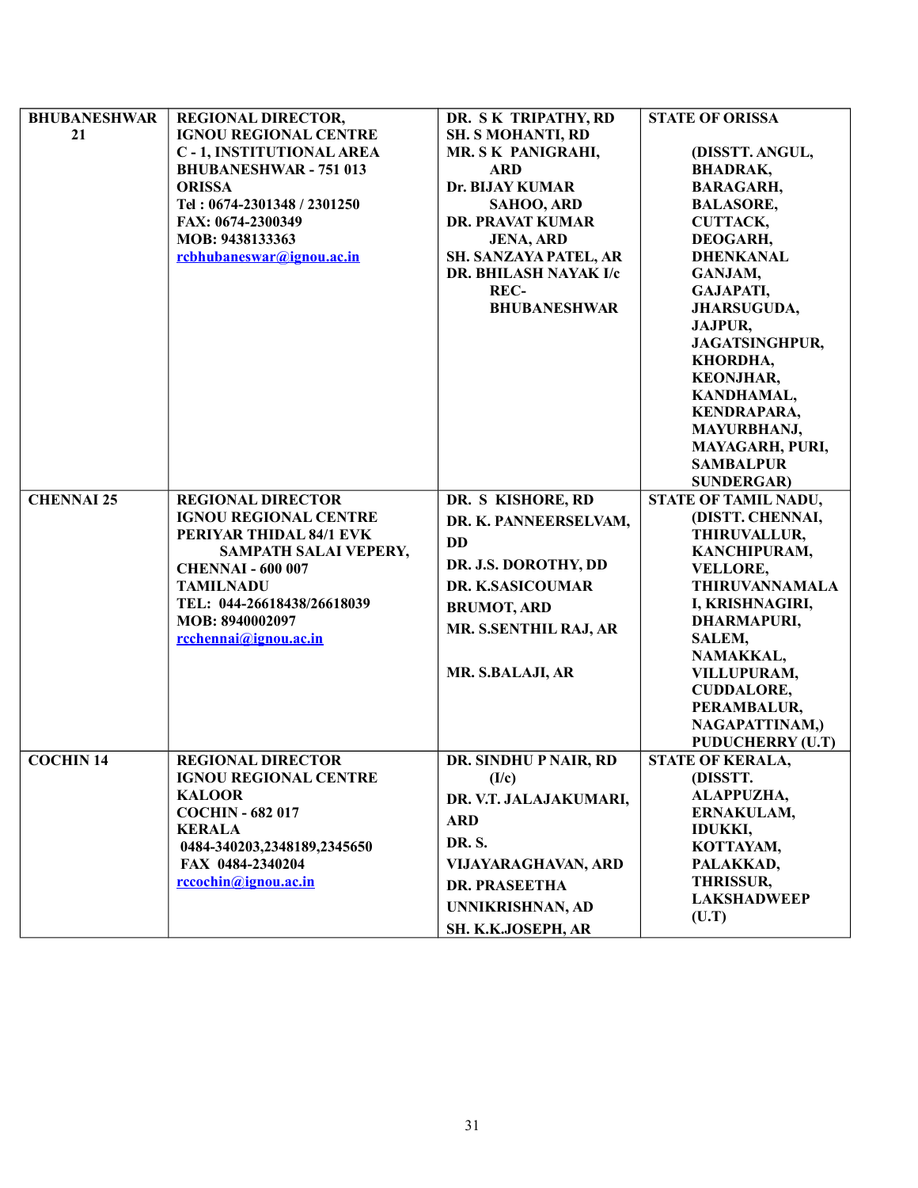| | | | |
|---|---|---|---|
| **BHUBANESHWAR 21** | **REGIONAL DIRECTOR, IGNOU REGIONAL CENTRE C - 1, INSTITUTIONAL AREA BHUBANESHWAR - 751 013 ORISSA Tel : 0674-2301348 / 2301250 FAX: 0674-2300349 MOB: 9438133363 rcbhubaneswar@ignou.ac.in** | **DR. S K TRIPATHY, RD SH. S MOHANTI, RD MR. S K PANIGRAHI, ARD Dr. BIJAY KUMAR SAHOO, ARD DR. PRAVAT KUMAR JENA, ARD SH. SANZAYA PATEL, AR DR. BHILASH NAYAK I/c REC-BHUBANESHWAR** | **STATE OF ORISSA (DISSTT. ANGUL, BHADRAK, BARAGARH, BALASORE, CUTTACK, DEOGARH, DHENKANAL GANJAM, GAJAPATI, JHARSUGUDA, JAJPUR, JAGATSINGHPUR, KHORDHA, KEONJHAR, KANDHAMAL, KENDRAPARA, MAYURBHANJ, MAYAGARH, PURI, SAMBALPUR SUNDERGAR)** |
| **CHENNAI 25** | **REGIONAL DIRECTOR IGNOU REGIONAL CENTRE PERIYAR THIDAL 84/1 EVK SAMPATH SALAI VEPERY, CHENNAI - 600 007 TAMILNADU TEL: 044-26618438/26618039 MOB: 8940002097 rcchennai@ignou.ac.in** | **DR. S KISHORE, RD DR. K. PANNEERSELVAM, DD DR. J.S. DOROTHY, DD DR. K.SASICOUMAR BRUMOT, ARD MR. S.SENTHIL RAJ, AR MR. S.BALAJI, AR** | **STATE OF TAMIL NADU, (DISTT. CHENNAI, THIRUVALLUR, KANCHIPURAM, VELLORE, THIRUVANNAMALAI, KRISHNAGIRI, DHARMAPURI, SALEM, NAMAKKAL, VILLUPURAM, CUDDALORE, PERAMBALUR, NAGAPATTINAM,) PUDUCHERRY (U.T)** |
| **COCHIN 14** | **REGIONAL DIRECTOR IGNOU REGIONAL CENTRE KALOOR COCHIN - 682 017 KERALA 0484-340203,2348189,2345650 FAX 0484-2340204 rccochin@ignou.ac.in** | **DR. SINDHU P NAIR, RD (I/c) DR. V.T. JALAJAKUMARI, ARD DR. S. VIJAYARAGHAVAN, ARD DR. PRASEETHA UNNIKRISHNAN, AD SH. K.K.JOSEPH, AR** | **STATE OF KERALA, (DISSTT. ALAPPUZHA, ERNAKULAM, IDUKKI, KOTTAYAM, PALAKKAD, THRISSUR, LAKSHADWEEP (U.T)** |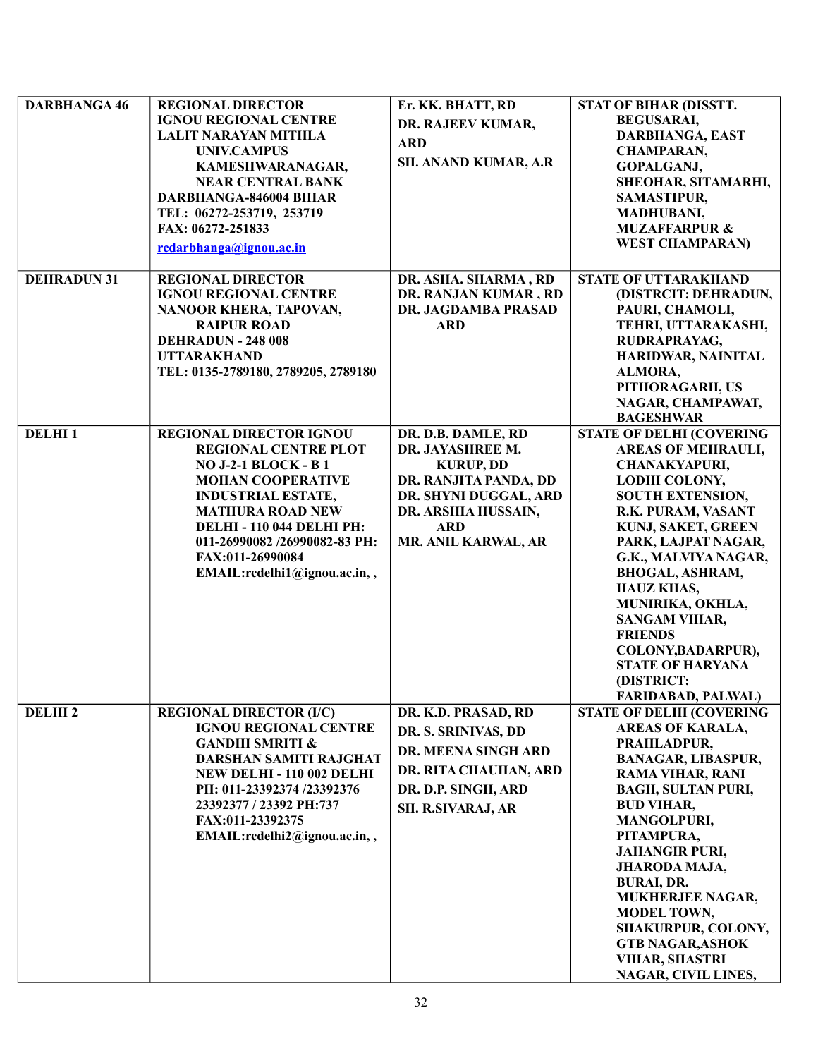| DARBHANGA 46 | REGIONAL DIRECTOR IGNOU REGIONAL CENTRE LALIT NARAYAN MITHLA UNIV.CAMPUS KAMESHWARANAGAR, NEAR CENTRAL BANK DARBHANGA-846004 BIHAR TEL: 06272-253719, 253719 FAX: 06272-251833 rcdarbhanga@ignou.ac.in | Er. KK. BHATT, RD DR. RAJEEV KUMAR, ARD SH. ANAND KUMAR, A.R | STAT OF BIHAR (DISSTT. BEGUSARAI, DARBHANGA, EAST CHAMPARAN, GOPALGANJ, SHEOHAR, SITAMARHI, SAMASTIPUR, MADHUBANI, MUZAFFARPUR & WEST CHAMPARAN) |
|---|---|---|---|
| DEHRADUN 31 | REGIONAL DIRECTOR IGNOU REGIONAL CENTRE NANOOR KHERA, TAPOVAN, RAIPUR ROAD DEHRADUN - 248 008 UTTARAKHAND TEL: 0135-2789180, 2789205, 2789180 | DR. ASHA. SHARMA , RD DR. RANJAN KUMAR , RD DR. JAGDAMBA PRASAD ARD | STATE OF UTTARAKHAND (DISTRCIT: DEHRADUN, PAURI, CHAMOLI, TEHRI, UTTARAKASHI, RUDRAPRAYAG, HARIDWAR, NAINITAL ALMORA, PITHORAGARH, US NAGAR, CHAMPAWAT, BAGESHWAR |
| DELHI 1 | REGIONAL DIRECTOR IGNOU REGIONAL CENTRE PLOT NO J-2-1 BLOCK - B 1 MOHAN COOPERATIVE INDUSTRIAL ESTATE, MATHURA ROAD NEW DELHI - 110 044 DELHI PH: 011-26990082 /26990082-83 PH: FAX:011-26990084 EMAIL:rcdelhi1@ignou.ac.in, , | DR. D.B. DAMLE, RD DR. JAYASHREE M. KURUP, DD DR. RANJITA PANDA, DD DR. SHYNI DUGGAL, ARD DR. ARSHIA HUSSAIN, ARD MR. ANIL KARWAL, AR | STATE OF DELHI (COVERING AREAS OF MEHRAULI, CHANAKYAPURI, LODHI COLONY, SOUTH EXTENSION, R.K. PURAM, VASANT KUNJ, SAKET, GREEN PARK, LAJPAT NAGAR, G.K., MALVIYA NAGAR, BHOGAL, ASHRAM, HAUZ KHAS, MUNIRIKA, OKHLA, SANGAM VIHAR, FRIENDS COLONY,BADARPUR), STATE OF HARYANA (DISTRICT: FARIDABAD, PALWAL) |
| DELHI 2 | REGIONAL DIRECTOR (I/C) IGNOU REGIONAL CENTRE GANDHI SMRITI & DARSHAN SAMITI RAJGHAT NEW DELHI - 110 002 DELHI PH: 011-23392374 /23392376 23392377 / 23392 PH:737 FAX:011-23392375 EMAIL:rcdelhi2@ignou.ac.in, , | DR. K.D. PRASAD, RD DR. S. SRINIVAS, DD DR. MEENA SINGH ARD DR. RITA CHAUHAN, ARD DR. D.P. SINGH, ARD SH. R.SIVARAJ, AR | STATE OF DELHI (COVERING AREAS OF KARALA, PRAHLADPUR, BANAGAR, LIBASPUR, RAMA VIHAR, RANI BAGH, SULTAN PURI, BUD VIHAR, MANGOLPURI, PITAMPURA, JAHANGIR PURI, JHARODA MAJA, BURAI, DR. MUKHERJEE NAGAR, MODEL TOWN, SHAKURPUR, COLONY, GTB NAGAR,ASHOK VIHAR, SHASTRI NAGAR, CIVIL LINES, |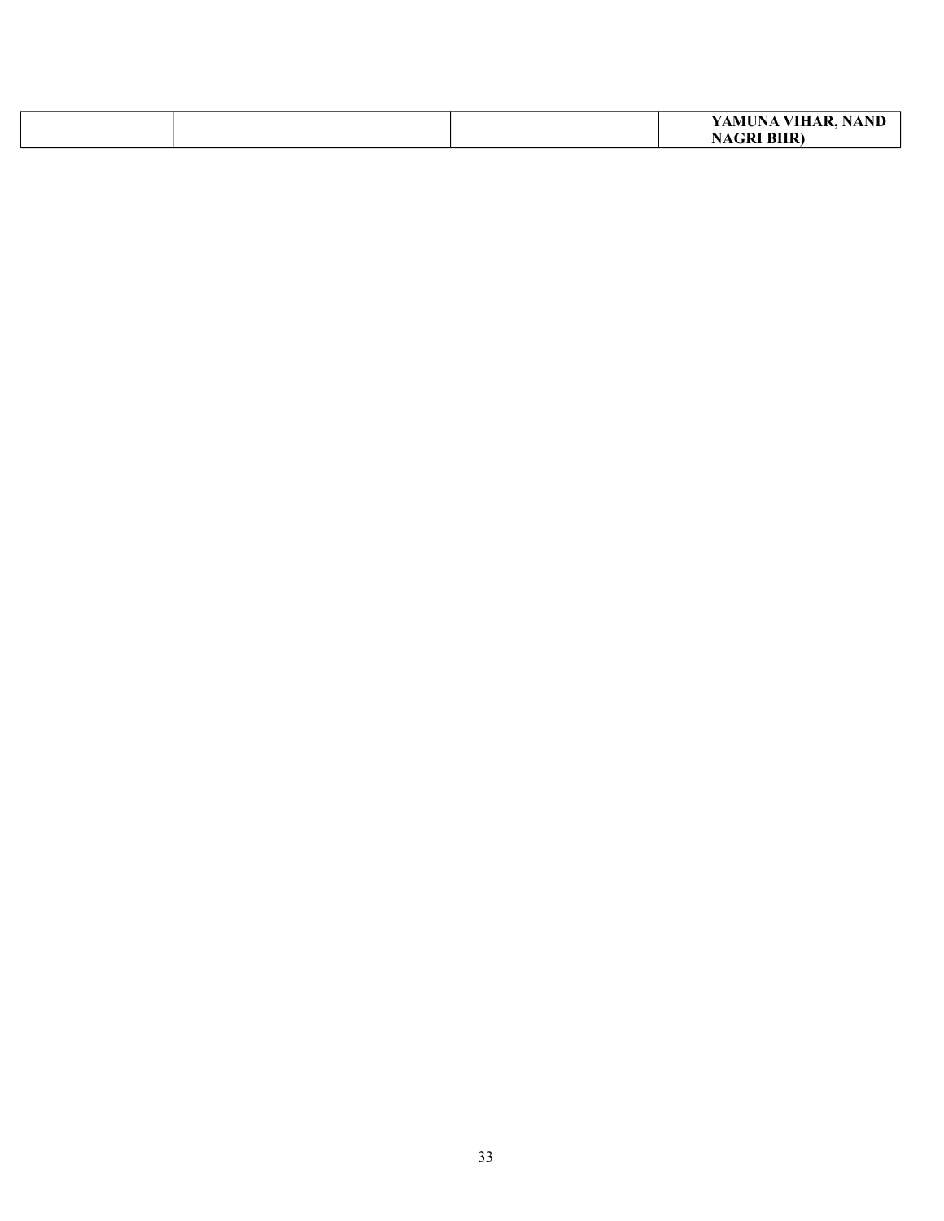|  |  |  |  |
|---|---|---|---|
|  |  |  | **YAMUNA VIHAR, NAND NAGRI BHR)** |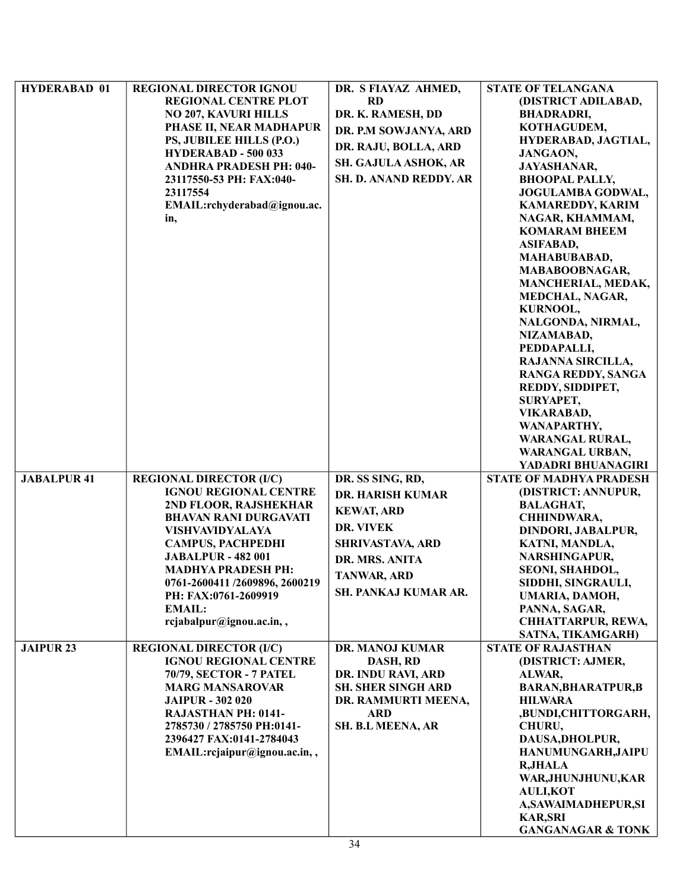| HYDERABAD 01 | REGIONAL DIRECTOR IGNOU REGIONAL CENTRE PLOT NO 207, KAVURI HILLS PHASE II, NEAR MADHAPUR PS, JUBILEE HILLS (P.O.) HYDERABAD - 500 033 ANDHRA PRADESH PH: 040-23117550-53 PH: FAX:040-23117554 EMAIL:rchyderabad@ignou.ac.in, | DR. S FIAYAZ AHMED, RD<br>DR. K. RAMESH, DD<br>DR. P.M SOWJANYA, ARD<br>DR. RAJU, BOLLA, ARD<br>SH. GAJULA ASHOK, AR<br>SH. D. ANAND REDDY. AR | STATE OF TELANGANA (DISTRICT ADILABAD, BHADRADRI, KOTHAGUDEM, HYDERABAD, JAGTIAL, JANGAON, JAYASHANAR, BHOOPAL PALLY, JOGULAMBA GODWAL, KAMAREDDY, KARIM NAGAR, KHAMMAM, KOMARAM BHEEM ASIFABAD, MAHABUBABAD, MABABOOBNAGAR, MANCHERIAL, MEDAK, MEDCHAL, NAGAR, KURNOOL, NALGONDA, NIRMAL, NIZAMABAD, PEDDAPALLI, RAJANNA SIRCILLA, RANGA REDDY, SANGA REDDY, SIDDIPET, SURYAPET, VIKARABAD, WANAPARTHY, WARANGAL RURAL, WARANGAL URBAN, YADADRI BHUANAGIRI |
|---|---|---|---|
| JABALPUR 41 | REGIONAL DIRECTOR (I/C) IGNOU REGIONAL CENTRE 2ND FLOOR, RAJSHEKHAR BHAVAN RANI DURGAVATI VISHVAVIDYALAYA CAMPUS, PACHPEDHI JABALPUR - 482 001 MADHYA PRADESH PH: 0761-2600411 /2609896, 2600219 PH: FAX:0761-2609919 EMAIL: rcjabalpur@ignou.ac.in, , | DR. SS SING, RD,<br>DR. HARISH KUMAR KEWAT, ARD<br>DR. VIVEK SHRIVASTAVA, ARD<br>DR. MRS. ANITA TANWAR, ARD<br>SH. PANKAJ KUMAR AR. | STATE OF MADHYA PRADESH (DISTRICT: ANNUPUR, BALAGHAT, CHHINDWARA, DINDORI, JABALPUR, KATNI, MANDLA, NARSHINGAPUR, SEONI, SHAHDOL, SIDDHI, SINGRAULI, UMARIA, DAMOH, PANNA, SAGAR, CHHATTARPUR, REWA, SATNA, TIKAMGARH) |
| JAIPUR 23 | REGIONAL DIRECTOR (I/C) IGNOU REGIONAL CENTRE 70/79, SECTOR - 7 PATEL MARG MANSAROVAR JAIPUR - 302 020 RAJASTHAN PH: 0141-2785730 / 2785750 PH:0141-2396427 FAX:0141-2784043 EMAIL:rcjaipur@ignou.ac.in, , | DR. MANOJ KUMAR DASH, RD<br>DR. INDU RAVI, ARD<br>SH. SHER SINGH ARD<br>DR. RAMMURTI MEENA, ARD<br>SH. B.L MEENA, AR | STATE OF RAJASTHAN (DISTRICT: AJMER, ALWAR, BARAN,BHARATPUR,BHILWARA ,BUNDI,CHITTORGARH, CHURU, DAUSA,DHOLPUR, HANUMUNGARH,JAIPUR,JHALAWAR,JHUNJHUNU,KARAULI,KOTA,SAWAIMADHEPUR,SIKAR,SRI GANGANAGAR & TONK |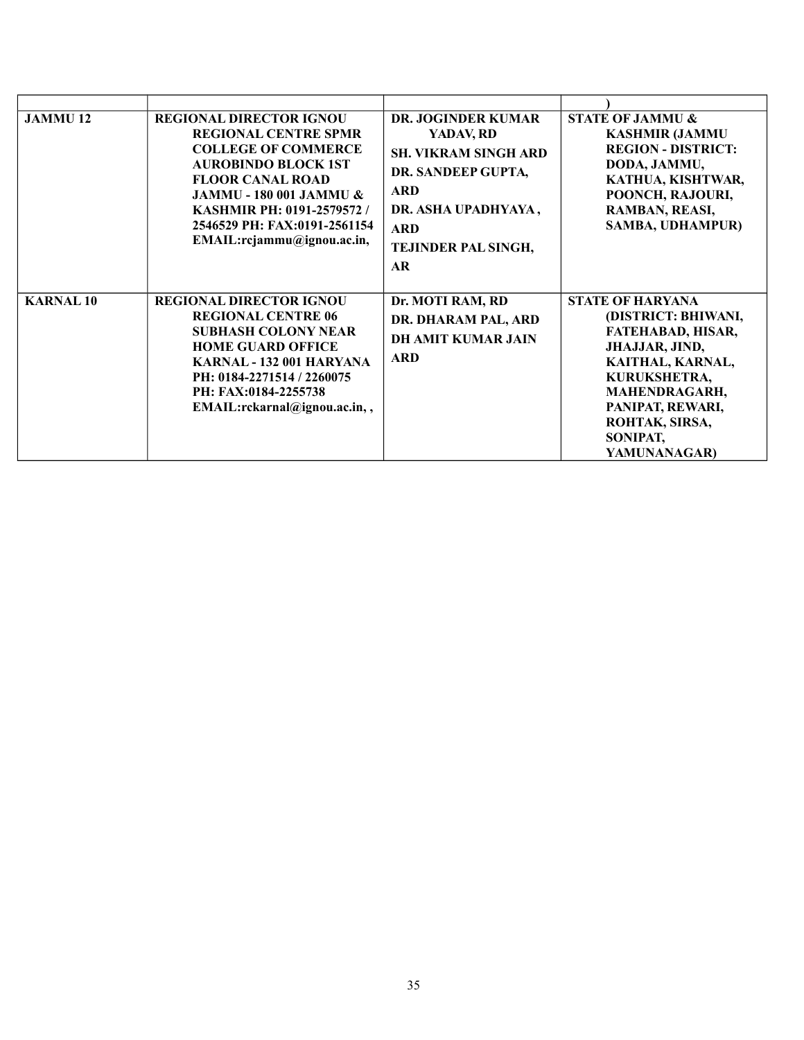| | | | |
|---|---|---|---|
| | | | ) |
| **JAMMU 12** | **REGIONAL DIRECTOR IGNOU REGIONAL CENTRE SPMR COLLEGE OF COMMERCE AUROBINDO BLOCK 1ST FLOOR CANAL ROAD JAMMU - 180 001 JAMMU & KASHMIR PH: 0191-2579572 / 2546529 PH: FAX:0191-2561154 EMAIL:rcjammu@ignou.ac.in,** | **DR. JOGINDER KUMAR YADAV, RD**<br>**SH. VIKRAM SINGH ARD**<br>**DR. SANDEEP GUPTA, ARD**<br>**DR. ASHA UPADHYAYA , ARD**<br>**TEJINDER PAL SINGH, AR** | **STATE OF JAMMU & KASHMIR (JAMMU REGION - DISTRICT: DODA, JAMMU, KATHUA, KISHTWAR, POONCH, RAJOURI, RAMBAN, REASI, SAMBA, UDHAMPUR)** |
| **KARNAL 10** | **REGIONAL DIRECTOR IGNOU REGIONAL CENTRE 06 SUBHASH COLONY NEAR HOME GUARD OFFICE KARNAL - 132 001 HARYANA PH: 0184-2271514 / 2260075 PH: FAX:0184-2255738 EMAIL:rckarnal@ignou.ac.in, ,** | **Dr. MOTI RAM, RD**<br>**DR. DHARAM PAL, ARD**<br>**DH AMIT KUMAR JAIN ARD** | **STATE OF HARYANA (DISTRICT: BHIWANI, FATEHABAD, HISAR, JHAJJAR, JIND, KAITHAL, KARNAL, KURUKSHETRA, MAHENDRAGARH, PANIPAT, REWARI, ROHTAK, SIRSA, SONIPAT, YAMUNANAGAR)** |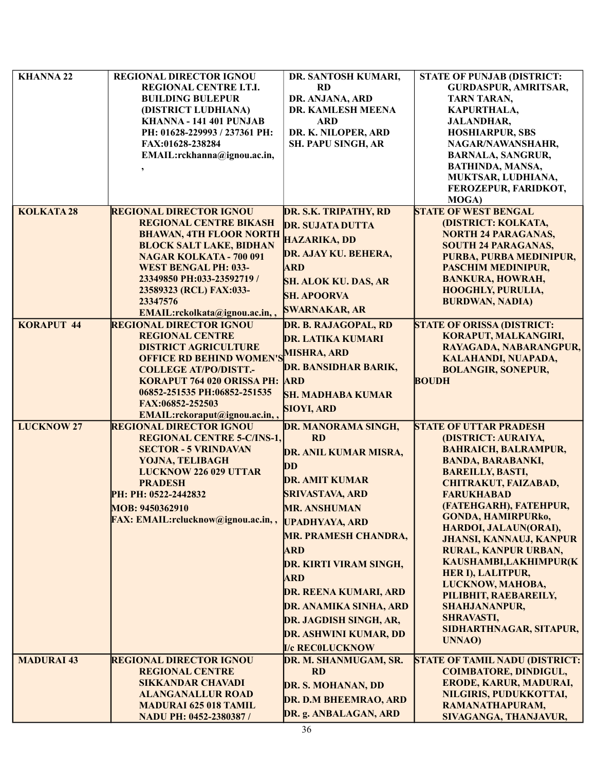| KHANNA 22 | REGIONAL DIRECTOR IGNOU REGIONAL CENTRE I.T.I. BUILDING BULEPUR (DISTRICT LUDHIANA) KHANNA - 141 401 PUNJAB PH: 01628-229993 / 237361 PH: FAX:01628-238284 EMAIL:rckhanna@ignou.ac.in, , | DR. SANTOSH KUMARI, RD<br>DR. ANJANA, ARD<br>DR. KAMLESH MEENA ARD<br>DR. K. NILOPER, ARD<br>SH. PAPU SINGH, AR | STATE OF PUNJAB (DISTRICT: GURDASPUR, AMRITSAR, TARN TARAN, KAPURTHALA, JALANDHAR, HOSHIARPUR, SBS NAGAR/NAWANSHAHR, BARNALA, SANGRUR, BATHINDA, MANSA, MUKTSAR, LUDHIANA, FEROZEPUR, FARIDKOT, MOGA) |
|---|---|---|---|
| KOLKATA 28 | REGIONAL DIRECTOR IGNOU REGIONAL CENTRE BIKASH BHAWAN, 4TH FLOOR NORTH BLOCK SALT LAKE, BIDHAN NAGAR KOLKATA - 700 091 WEST BENGAL PH: 033-23349850 PH:033-23592719 / 23589323 (RCL) FAX:033-23347576 EMAIL:rckolkata@ignou.ac.in, , | DR. S.K. TRIPATHY, RD<br>DR. SUJATA DUTTA HAZARIKA, DD<br>DR. AJAY KU. BEHERA, ARD<br>SH. ALOK KU. DAS, AR<br>SH. APOORVA SWARNAKAR, AR | STATE OF WEST BENGAL (DISTRICT: KOLKATA, NORTH 24 PARAGANAS, SOUTH 24 PARAGANAS, PURBA, PURBA MEDINIPUR, PASCHIM MEDINIPUR, BANKURA, HOWRAH, HOOGHLY, PURULIA, BURDWAN, NADIA) |
| KORAPUT 44 | REGIONAL DIRECTOR IGNOU REGIONAL CENTRE DISTRICT AGRICULTURE OFFICE RD BEHIND WOMEN'S COLLEGE AT/PO/DISTT.-KORAPUT 764 020 ORISSA PH: 06852-251535 PH:06852-251535 FAX:06852-252503 EMAIL:rckoraput@ignou.ac.in, , | DR. B. RAJAGOPAL, RD<br>DR. LATIKA KUMARI MISHRA, ARD<br>DR. BANSIDHAR BARIK, ARD<br>SH. MADHABA KUMAR SIOYI, ARD | STATE OF ORISSA (DISTRICT: KORAPUT, MALKANGIRI, RAYAGADA, NABARANGPUR, KALAHANDI, NUAPADA, BOLANGIR, SONEPUR, BOUDH |
| LUCKNOW 27 | REGIONAL DIRECTOR IGNOU REGIONAL CENTRE 5-C/INS-1, SECTOR - 5 VRINDAVAN YOJNA, TELIBAGH LUCKNOW 226 029 UTTAR PRADESH<br>PH: PH: 0522-2442832<br>MOB: 9450362910<br>FAX: EMAIL:rclucknow@ignou.ac.in, , | DR. MANORAMA SINGH, RD<br>DR. ANIL KUMAR MISRA, DD<br>DR. AMIT KUMAR SRIVASTAVA, ARD<br>MR. ANSHUMAN UPADHYAYA, ARD<br>MR. PRAMESH CHANDRA, ARD<br>DR. KIRTI VIRAM SINGH, ARD<br>DR. REENA KUMARI, ARD<br>DR. ANAMIKA SINHA, ARD<br>DR. JAGDISH SINGH, AR,<br>DR. ASHWINI KUMAR, DD I/c REC0LUCKNOW | STATE OF UTTAR PRADESH (DISTRICT: AURAIYA, BAHRAICH, BALRAMPUR, BANDA, BARABANKI, BAREILLY, BASTI, CHITRAKUT, FAIZABAD, FARUKHABAD (FATEHGARH), FATEHPUR, GONDA, HAMIRPURko, HARDOI, JALAUN(ORAI), JHANSI, KANNAUJ, KANPUR RURAL, KANPUR URBAN, KAUSHAMBI,LAKHIMPUR(KHER I), LALITPUR, LUCKNOW, MAHOBA, PILIBHIT, RAEBAREILY, SHAHJANANPUR, SHRAVASTI, SIDHARTHNAGAR, SITAPUR, UNNAO) |
| MADURAI 43 | REGIONAL DIRECTOR IGNOU REGIONAL CENTRE SIKKANDAR CHAVADI ALANGANALLUR ROAD MADURAI 625 018 TAMIL NADU PH: 0452-2380387 / | DR. M. SHANMUGAM, SR. RD<br>DR. S. MOHANAN, DD<br>DR. D.M BHEEMRAO, ARD<br>DR. g. ANBALAGAN, ARD | STATE OF TAMIL NADU (DISTRICT: COIMBATORE, DINDIGUL, ERODE, KARUR, MADURAI, NILGIRIS, PUDUKKOTTAI, RAMANATHAPURAM, SIVAGANGA, THANJAVUR, |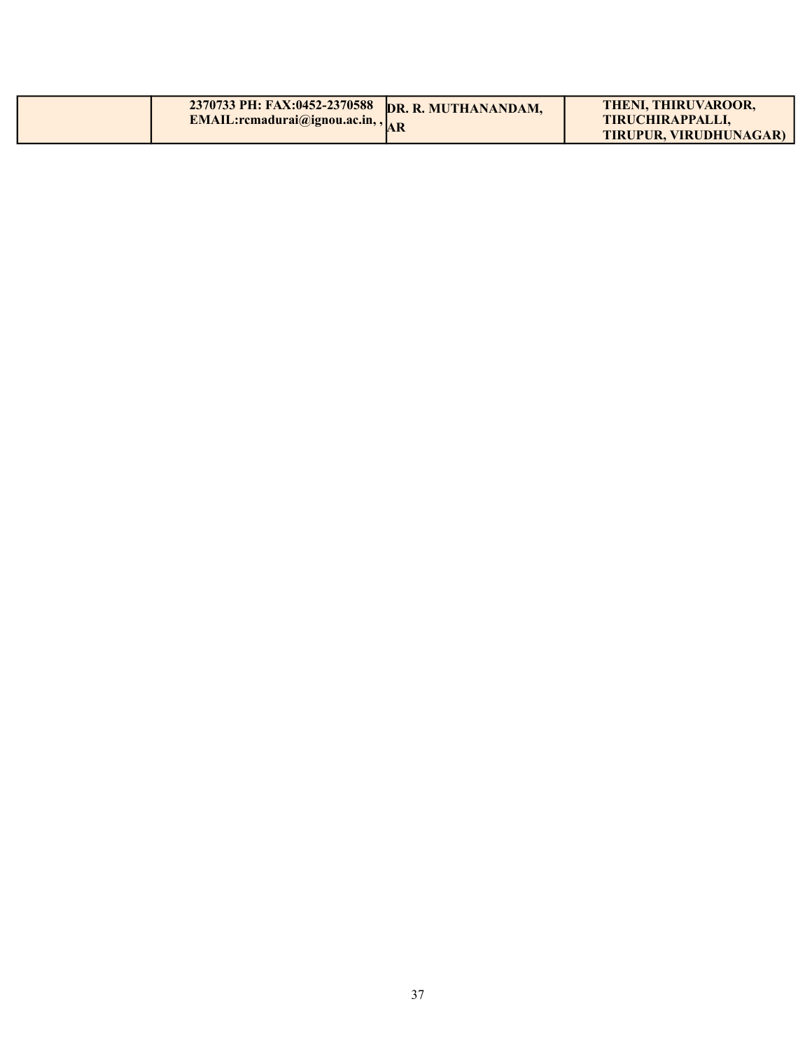|  | 2370733 PH: FAX:0452-2370588 EMAIL:rcmadurai@ignou.ac.in, , | DR. R. MUTHANANDAM, AR | THENI, THIRUVAROOR, TIRUCHIRAPPALLI, TIRUPUR, VIRUDHUNAGAR) |
|---|---|---|---|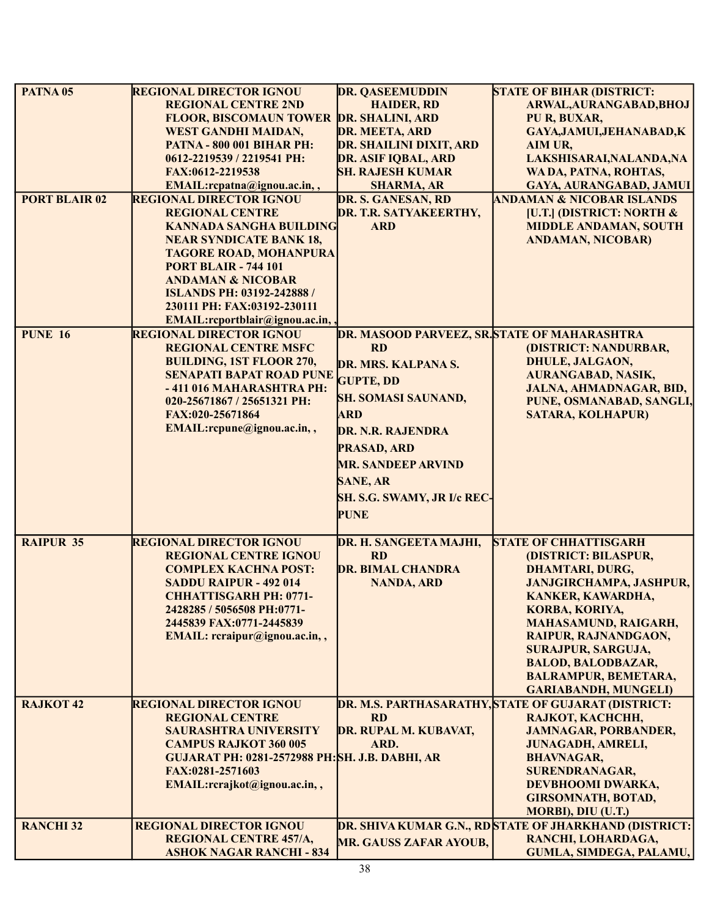| PATNA 05 | REGIONAL DIRECTOR IGNOU REGIONAL CENTRE 2ND FLOOR, BISCOMAUN TOWER WEST GANDHI MAIDAN, PATNA - 800 001 BIHAR PH: 0612-2219539 / 2219541 PH: FAX:0612-2219538 EMAIL:rcpatna@ignou.ac.in, , | DR. QASEEMUDDIN HAIDER, RD<br>DR. SHALINI, ARD<br>DR. MEETA, ARD<br>DR. SHAILINI DIXIT, ARD<br>DR. ASIF IQBAL, ARD<br>SH. RAJESH KUMAR SHARMA, AR | STATE OF BIHAR (DISTRICT: ARWAL,AURANGABAD,BHOJ PU R, BUXAR, GAYA,JAMUI,JEHANABAD,K AIM UR, LAKSHISARAI,NALANDA,NA WA DA, PATNA, ROHTAS, GAYA, AURANGABAD, JAMUI |
|---|---|---|---|
| PORT BLAIR 02 | REGIONAL DIRECTOR IGNOU REGIONAL CENTRE KANNADA SANGHA BUILDING NEAR SYNDICATE BANK 18, TAGORE ROAD, MOHANPURA PORT BLAIR - 744 101 ANDAMAN & NICOBAR ISLANDS PH: 03192-242888 / 230111 PH: FAX:03192-230111 EMAIL:rcportblair@ignou.ac.in, , | DR. S. GANESAN, RD<br>DR. T.R. SATYAKEERTHY, ARD | ANDAMAN & NICOBAR ISLANDS [U.T.] (DISTRICT: NORTH & MIDDLE ANDAMAN, SOUTH ANDAMAN, NICOBAR) |
| PUNE 16 | REGIONAL DIRECTOR IGNOU REGIONAL CENTRE MSFC BUILDING, 1ST FLOOR 270, SENAPATI BAPAT ROAD PUNE - 411 016 MAHARASHTRA PH: 020-25671867 / 25651321 PH: FAX:020-25671864 EMAIL:rcpune@ignou.ac.in, , | DR. MASOOD PARVEEZ, SR. RD<br>DR. MRS. KALPANA S. GUPTE, DD<br>SH. SOMASI SAUNAND, ARD<br>DR. N.R. RAJENDRA PRASAD, ARD<br>MR. SANDEEP ARVIND SANE, AR<br>SH. S.G. SWAMY, JR I/c REC-PUNE | STATE OF MAHARASHTRA (DISTRICT: NANDURBAR, DHULE, JALGAON, AURANGABAD, NASIK, JALNA, AHMADNAGAR, BID, PUNE, OSMANABAD, SANGLI, SATARA, KOLHAPUR) |
| RAIPUR 35 | REGIONAL DIRECTOR IGNOU REGIONAL CENTRE IGNOU COMPLEX KACHNA POST: SADDU RAIPUR - 492 014 CHHATTISGARH PH: 0771-2428285 / 5056508 PH:0771-2445839 FAX:0771-2445839 EMAIL: rcraipur@ignou.ac.in, , | DR. H. SANGEETA MAJHI, RD<br>DR. BIMAL CHANDRA NANDA, ARD | STATE OF CHHATTISGARH (DISTRICT: BILASPUR, DHAMTARI, DURG, JANJGIRCHAMPA, JASHPUR, KANKER, KAWARDHA, KORBA, KORIYA, MAHASAMUND, RAIGARH, RAIPUR, RAJNANDGAON, SURAJPUR, SARGUJA, BALOD, BALODBAZAR, BALRAMPUR, BEMETARA, GARIABANDH, MUNGELI) |
| RAJKOT 42 | REGIONAL DIRECTOR IGNOU REGIONAL CENTRE SAURASHTRA UNIVERSITY CAMPUS RAJKOT 360 005 GUJARAT PH: 0281-2572988 PH: FAX:0281-2571603 EMAIL:rcrajkot@ignou.ac.in, , | DR. M.S. PARTHASARATHY, RD<br>DR. RUPAL M. KUBAVAT, ARD.<br>SH. J.B. DABHI, AR | STATE OF GUJARAT (DISTRICT: RAJKOT, KACHCHH, JAMNAGAR, PORBANDER, JUNAGADH, AMRELI, BHAVNAGAR, SURENDRANAGAR, DEVBHOOMI DWARKA, GIRSOMNATH, BOTAD, MORBI), DIU (U.T.) |
| RANCHI 32 | REGIONAL DIRECTOR IGNOU REGIONAL CENTRE 457/A, ASHOK NAGAR RANCHI - 834 | DR. SHIVA KUMAR G.N., RD<br>MR. GAUSS ZAFAR AYOUB, | STATE OF JHARKHAND (DISTRICT: RANCHI, LOHARDAGA, GUMLA, SIMDEGA, PALAMU, |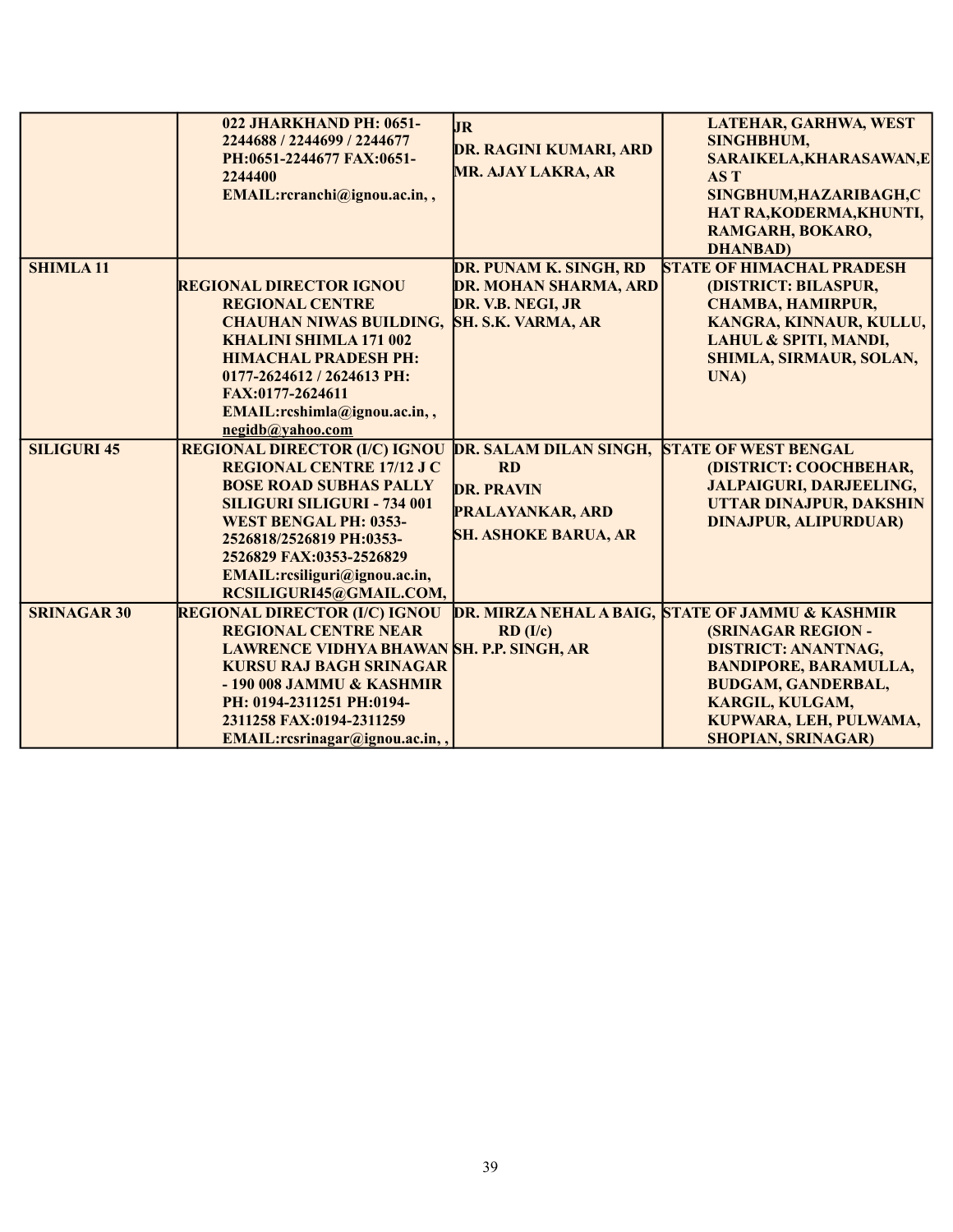| | | | |
|---|---|---|---|
| | 022 JHARKHAND PH: 0651-2244688 / 2244699 / 2244677 PH:0651-2244677 FAX:0651-2244400 EMAIL:rcranchi@ignou.ac.in, , | JR<br>DR. RAGINI KUMARI, ARD<br>MR. AJAY LAKRA, AR | LATEHAR, GARHWA, WEST SINGHBHUM, SARAIKELA,KHARASAWAN,EAST SINGHBHUM,HAZARIBAGH,CHAT RA,KODERMA,KHUNTI, RAMGARH, BOKARO, DHANBAD) |
| SHIMLA 11 | REGIONAL DIRECTOR IGNOU REGIONAL CENTRE CHAUHAN NIWAS BUILDING, KHALINI SHIMLA 171 002 HIMACHAL PRADESH PH: 0177-2624612 / 2624613 PH: FAX:0177-2624611 EMAIL:rcshimla@ignou.ac.in, , negidb@yahoo.com | DR. PUNAM K. SINGH, RD<br>DR. MOHAN SHARMA, ARD<br>DR. V.B. NEGI, JR<br>SH. S.K. VARMA, AR | STATE OF HIMACHAL PRADESH (DISTRICT: BILASPUR, CHAMBA, HAMIRPUR, KANGRA, KINNAUR, KULLU, LAHUL & SPITI, MANDI, SHIMLA, SIRMAUR, SOLAN, UNA) |
| SILIGURI 45 | REGIONAL DIRECTOR (I/C) IGNOU REGIONAL CENTRE 17/12 J C BOSE ROAD SUBHAS PALLY SILIGURI SILIGURI - 734 001 WEST BENGAL PH: 0353-2526818/2526819 PH:0353-2526829 FAX:0353-2526829 EMAIL:rcsiliguri@ignou.ac.in, RCSILIGURI45@GMAIL.COM, | DR. SALAM DILAN SINGH, RD<br>DR. PRAVIN PRALAYANKAR, ARD<br>SH. ASHOKE BARUA, AR | STATE OF WEST BENGAL (DISTRICT: COOCHBEHAR, JALPAIGURI, DARJEELING, UTTAR DINAJPUR, DAKSHIN DINAJPUR, ALIPURDUAR) |
| SRINAGAR 30 | REGIONAL DIRECTOR (I/C) IGNOU REGIONAL CENTRE NEAR LAWRENCE VIDHYA BHAWAN KURSU RAJ BAGH SRINAGAR - 190 008 JAMMU & KASHMIR PH: 0194-2311251 PH:0194-2311258 FAX:0194-2311259 EMAIL:rcsrinagar@ignou.ac.in, , | DR. MIRZA NEHAL A BAIG, RD (I/c)<br>SH. P.P. SINGH, AR | STATE OF JAMMU & KASHMIR (SRINAGAR REGION - DISTRICT: ANANTNAG, BANDIPORE, BARAMULLA, BUDGAM, GANDERBAL, KARGIL, KULGAM, KUPWARA, LEH, PULWAMA, SHOPIAN, SRINAGAR) |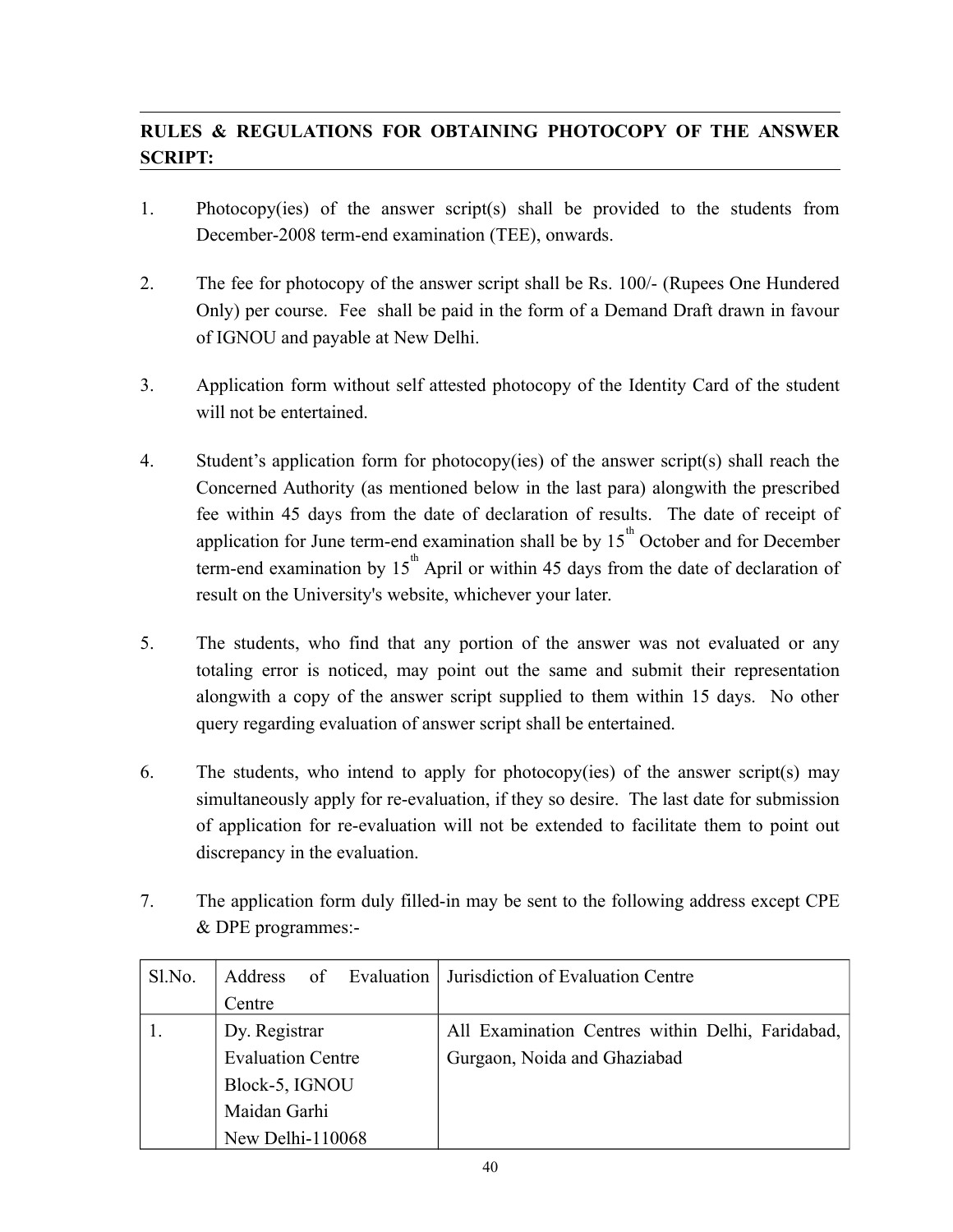## RULES & REGULATIONS FOR OBTAINING PHOTOCOPY OF THE ANSWER SCRIPT:

1. Photocopy(ies) of the answer script(s) shall be provided to the students from December-2008 term-end examination (TEE), onwards.

2. The fee for photocopy of the answer script shall be Rs. 100/- (Rupees One Hundered Only) per course. Fee shall be paid in the form of a Demand Draft drawn in favour of IGNOU and payable at New Delhi.

3. Application form without self attested photocopy of the Identity Card of the student will not be entertained.

4. Student's application form for photocopy(ies) of the answer script(s) shall reach the Concerned Authority (as mentioned below in the last para) alongwith the prescribed fee within 45 days from the date of declaration of results. The date of receipt of application for June term-end examination shall be by 15th October and for December term-end examination by 15th April or within 45 days from the date of declaration of result on the University's website, whichever your later.

5. The students, who find that any portion of the answer was not evaluated or any totaling error is noticed, may point out the same and submit their representation alongwith a copy of the answer script supplied to them within 15 days. No other query regarding evaluation of answer script shall be entertained.

6. The students, who intend to apply for photocopy(ies) of the answer script(s) may simultaneously apply for re-evaluation, if they so desire. The last date for submission of application for re-evaluation will not be extended to facilitate them to point out discrepancy in the evaluation.

7. The application form duly filled-in may be sent to the following address except CPE & DPE programmes:-

| Sl.No. | Address of Evaluation Centre | Jurisdiction of Evaluation Centre |
|---|---|---|
| 1. | Dy. Registrar<br>Evaluation Centre<br>Block-5, IGNOU<br>Maidan Garhi<br>New Delhi-110068 | All Examination Centres within Delhi, Faridabad, Gurgaon, Noida and Ghaziabad |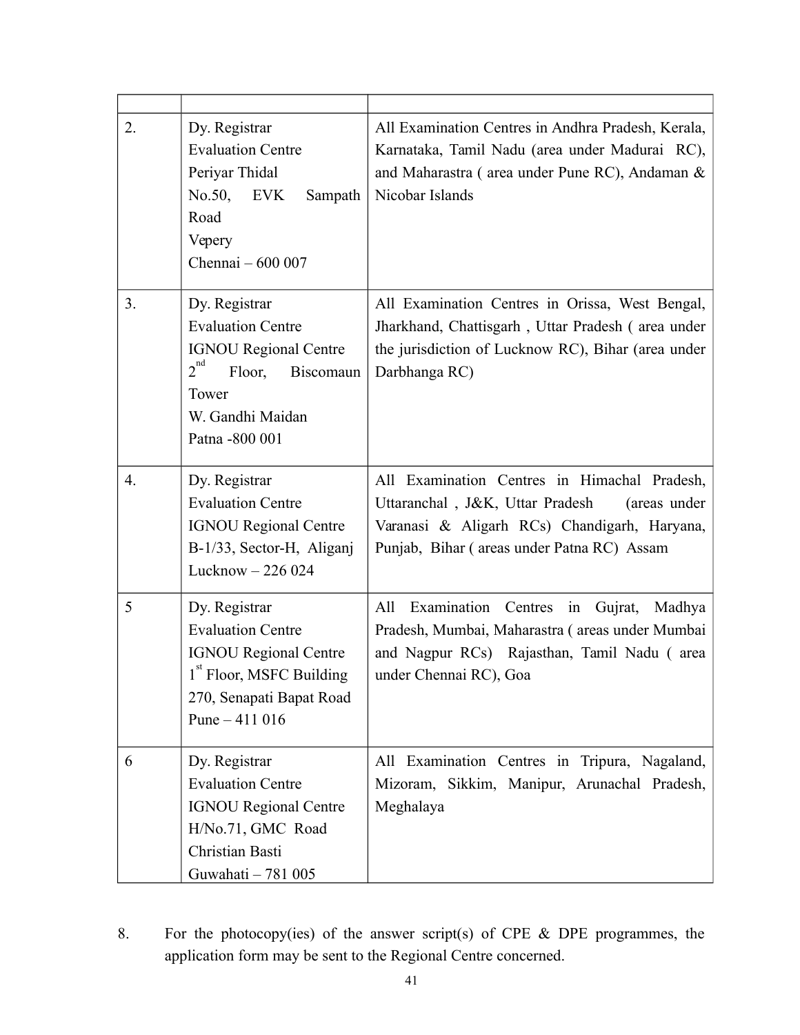| | | |
|---|---|---|
| 2. | Dy. Registrar<br>Evaluation Centre<br>Periyar Thidal<br>No.50, EVK Sampath Road<br>Vepery<br>Chennai – 600 007 | All Examination Centres in Andhra Pradesh, Kerala, Karnataka, Tamil Nadu (area under Madurai RC), and Maharastra ( area under Pune RC), Andaman & Nicobar Islands |
| 3. | Dy. Registrar<br>Evaluation Centre<br>IGNOU Regional Centre<br>2nd Floor, Biscomaun Tower<br>W. Gandhi Maidan<br>Patna -800 001 | All Examination Centres in Orissa, West Bengal, Jharkhand, Chattisgarh , Uttar Pradesh ( area under the jurisdiction of Lucknow RC), Bihar (area under Darbhanga RC) |
| 4. | Dy. Registrar<br>Evaluation Centre<br>IGNOU Regional Centre<br>B-1/33, Sector-H, Aliganj<br>Lucknow – 226 024 | All Examination Centres in Himachal Pradesh, Uttaranchal , J&K, Uttar Pradesh (areas under Varanasi & Aligarh RCs) Chandigarh, Haryana, Punjab, Bihar ( areas under Patna RC) Assam |
| 5 | Dy. Registrar<br>Evaluation Centre<br>IGNOU Regional Centre<br>1st Floor, MSFC Building<br>270, Senapati Bapat Road<br>Pune – 411 016 | All Examination Centres in Gujrat, Madhya Pradesh, Mumbai, Maharastra ( areas under Mumbai and Nagpur RCs) Rajasthan, Tamil Nadu ( area under Chennai RC), Goa |
| 6 | Dy. Registrar<br>Evaluation Centre<br>IGNOU Regional Centre<br>H/No.71, GMC Road<br>Christian Basti<br>Guwahati – 781 005 | All Examination Centres in Tripura, Nagaland, Mizoram, Sikkim, Manipur, Arunachal Pradesh, Meghalaya |

8. For the photocopy(ies) of the answer script(s) of CPE & DPE programmes, the application form may be sent to the Regional Centre concerned.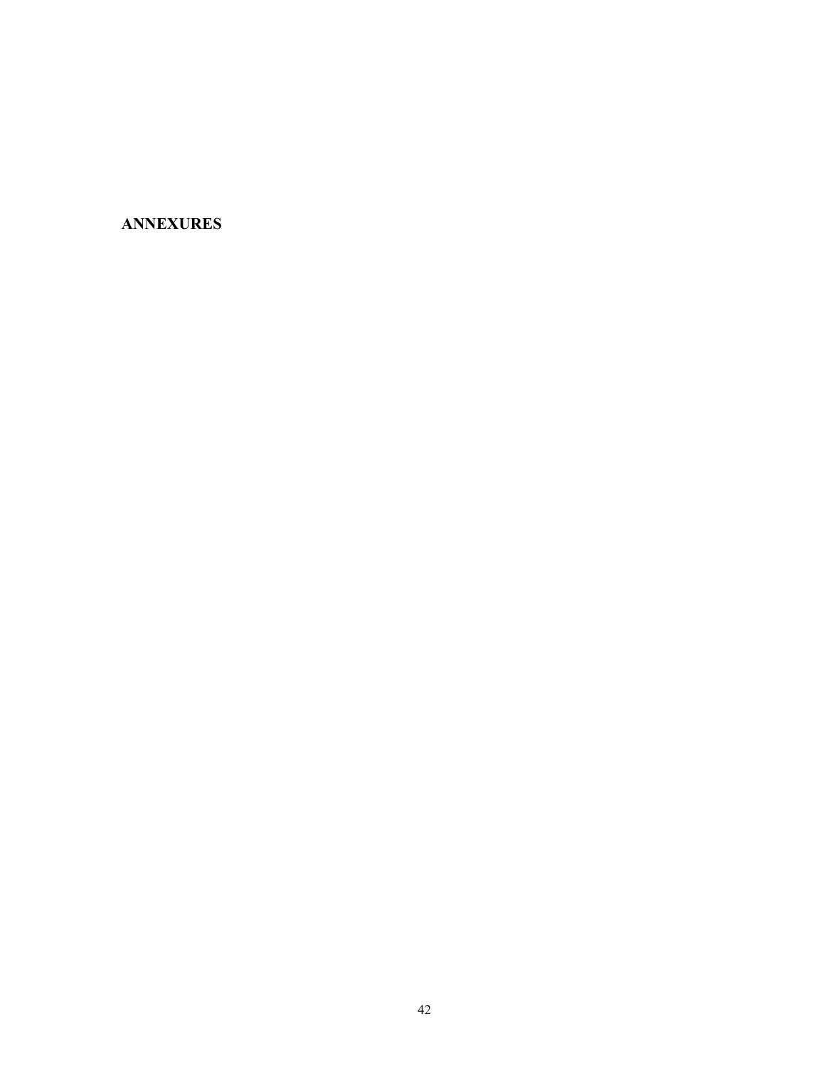**ANNEXURES**